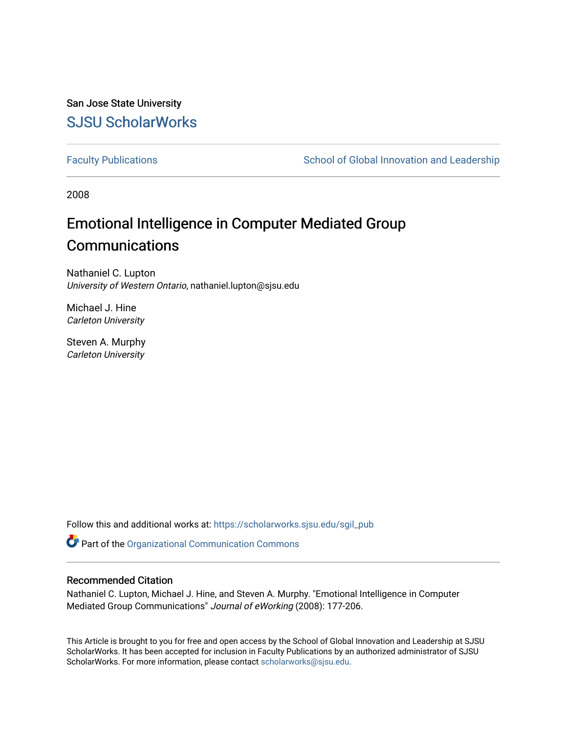San Jose State University

# SJSU ScholarWorks

Faculty Publications | School of Global Innovation and Leadership

2008

# Emotional Intelligence in Computer Mediated Group Communications

Nathaniel C. Lupton
*University of Western Ontario*, nathaniel.lupton@sjsu.edu

Michael J. Hine
*Carleton University*

Steven A. Murphy
*Carleton University*

Follow this and additional works at: https://scholarworks.sjsu.edu/sgil_pub

Part of the Organizational Communication Commons

## Recommended Citation

Nathaniel C. Lupton, Michael J. Hine, and Steven A. Murphy. "Emotional Intelligence in Computer Mediated Group Communications" *Journal of eWorking* (2008): 177-206.

This Article is brought to you for free and open access by the School of Global Innovation and Leadership at SJSU ScholarWorks. It has been accepted for inclusion in Faculty Publications by an authorized administrator of SJSU ScholarWorks. For more information, please contact scholarworks@sjsu.edu.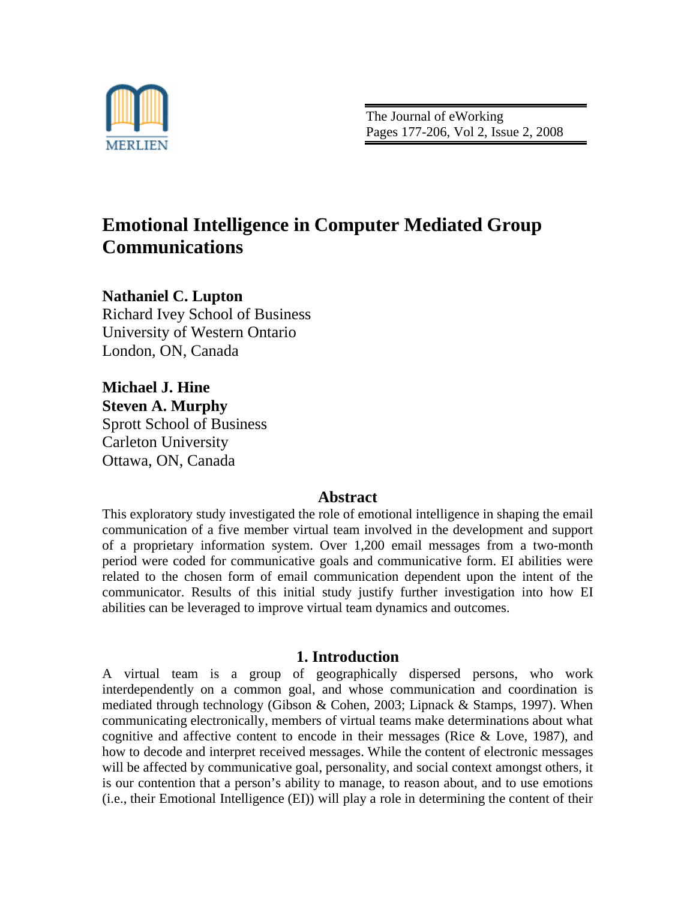# Emotional Intelligence in Computer Mediated Group Communications

**Nathaniel C. Lupton**
Richard Ivey School of Business
University of Western Ontario
London, ON, Canada

**Michael J. Hine**
**Steven A. Murphy**
Sprott School of Business
Carleton University
Ottawa, ON, Canada

## Abstract

This exploratory study investigated the role of emotional intelligence in shaping the email communication of a five member virtual team involved in the development and support of a proprietary information system. Over 1,200 email messages from a two-month period were coded for communicative goals and communicative form. EI abilities were related to the chosen form of email communication dependent upon the intent of the communicator. Results of this initial study justify further investigation into how EI abilities can be leveraged to improve virtual team dynamics and outcomes.

## 1. Introduction

A virtual team is a group of geographically dispersed persons, who work interdependently on a common goal, and whose communication and coordination is mediated through technology (Gibson & Cohen, 2003; Lipnack & Stamps, 1997). When communicating electronically, members of virtual teams make determinations about what cognitive and affective content to encode in their messages (Rice & Love, 1987), and how to decode and interpret received messages. While the content of electronic messages will be affected by communicative goal, personality, and social context amongst others, it is our contention that a person's ability to manage, to reason about, and to use emotions (i.e., their Emotional Intelligence (EI)) will play a role in determining the content of their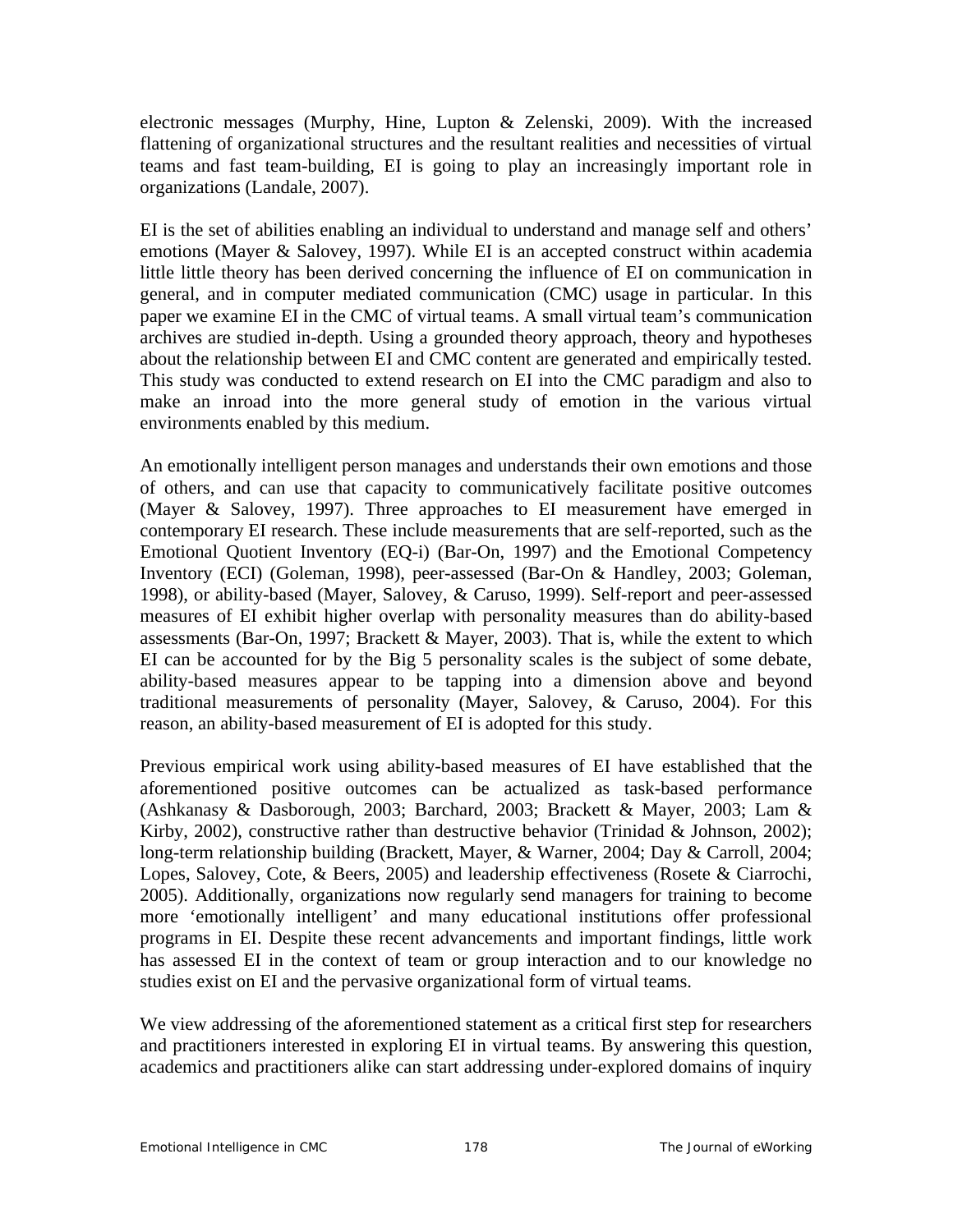electronic messages (Murphy, Hine, Lupton & Zelenski, 2009). With the increased flattening of organizational structures and the resultant realities and necessities of virtual teams and fast team-building, EI is going to play an increasingly important role in organizations (Landale, 2007).

EI is the set of abilities enabling an individual to understand and manage self and others' emotions (Mayer & Salovey, 1997). While EI is an accepted construct within academia little little theory has been derived concerning the influence of EI on communication in general, and in computer mediated communication (CMC) usage in particular. In this paper we examine EI in the CMC of virtual teams. A small virtual team's communication archives are studied in-depth. Using a grounded theory approach, theory and hypotheses about the relationship between EI and CMC content are generated and empirically tested. This study was conducted to extend research on EI into the CMC paradigm and also to make an inroad into the more general study of emotion in the various virtual environments enabled by this medium.

An emotionally intelligent person manages and understands their own emotions and those of others, and can use that capacity to communicatively facilitate positive outcomes (Mayer & Salovey, 1997). Three approaches to EI measurement have emerged in contemporary EI research. These include measurements that are self-reported, such as the Emotional Quotient Inventory (EQ-i) (Bar-On, 1997) and the Emotional Competency Inventory (ECI) (Goleman, 1998), peer-assessed (Bar-On & Handley, 2003; Goleman, 1998), or ability-based (Mayer, Salovey, & Caruso, 1999). Self-report and peer-assessed measures of EI exhibit higher overlap with personality measures than do ability-based assessments (Bar-On, 1997; Brackett & Mayer, 2003). That is, while the extent to which EI can be accounted for by the Big 5 personality scales is the subject of some debate, ability-based measures appear to be tapping into a dimension above and beyond traditional measurements of personality (Mayer, Salovey, & Caruso, 2004). For this reason, an ability-based measurement of EI is adopted for this study.

Previous empirical work using ability-based measures of EI have established that the aforementioned positive outcomes can be actualized as task-based performance (Ashkanasy & Dasborough, 2003; Barchard, 2003; Brackett & Mayer, 2003; Lam & Kirby, 2002), constructive rather than destructive behavior (Trinidad & Johnson, 2002); long-term relationship building (Brackett, Mayer, & Warner, 2004; Day & Carroll, 2004; Lopes, Salovey, Cote, & Beers, 2005) and leadership effectiveness (Rosete & Ciarrochi, 2005). Additionally, organizations now regularly send managers for training to become more 'emotionally intelligent' and many educational institutions offer professional programs in EI. Despite these recent advancements and important findings, little work has assessed EI in the context of team or group interaction and to our knowledge no studies exist on EI and the pervasive organizational form of virtual teams.

We view addressing of the aforementioned statement as a critical first step for researchers and practitioners interested in exploring EI in virtual teams. By answering this question, academics and practitioners alike can start addressing under-explored domains of inquiry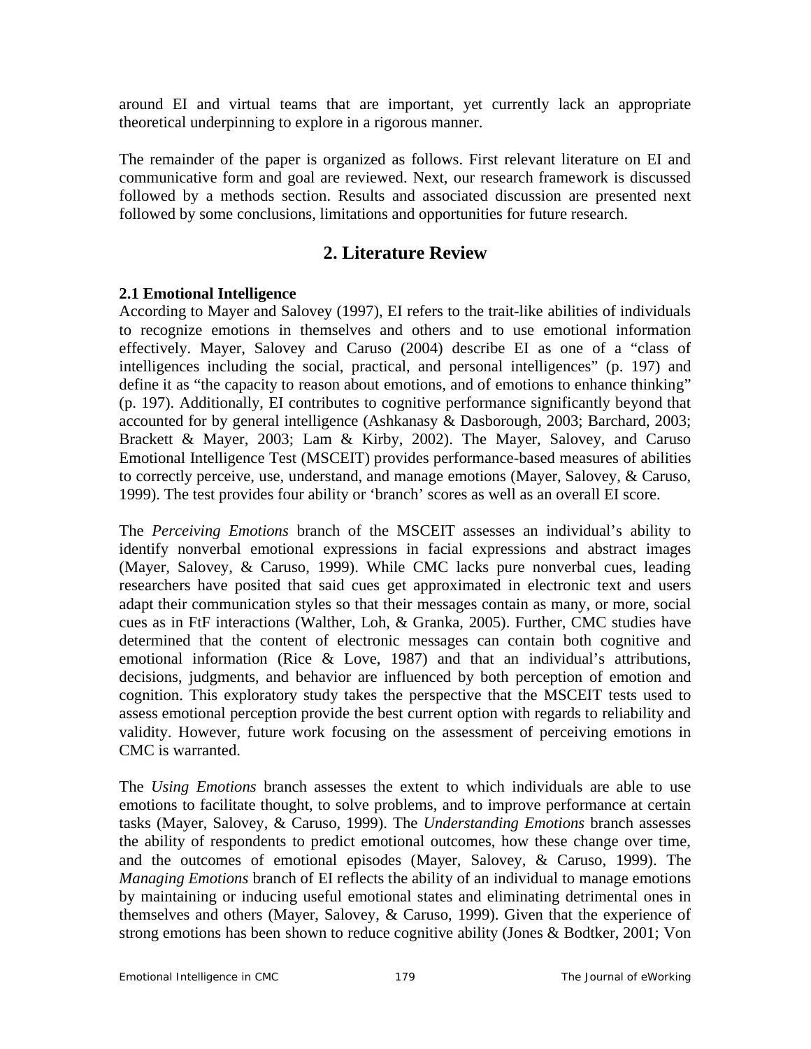around EI and virtual teams that are important, yet currently lack an appropriate theoretical underpinning to explore in a rigorous manner.

The remainder of the paper is organized as follows. First relevant literature on EI and communicative form and goal are reviewed. Next, our research framework is discussed followed by a methods section. Results and associated discussion are presented next followed by some conclusions, limitations and opportunities for future research.

## 2. Literature Review

### 2.1 Emotional Intelligence

According to Mayer and Salovey (1997), EI refers to the trait-like abilities of individuals to recognize emotions in themselves and others and to use emotional information effectively. Mayer, Salovey and Caruso (2004) describe EI as one of a "class of intelligences including the social, practical, and personal intelligences" (p. 197) and define it as "the capacity to reason about emotions, and of emotions to enhance thinking" (p. 197). Additionally, EI contributes to cognitive performance significantly beyond that accounted for by general intelligence (Ashkanasy & Dasborough, 2003; Barchard, 2003; Brackett & Mayer, 2003; Lam & Kirby, 2002). The Mayer, Salovey, and Caruso Emotional Intelligence Test (MSCEIT) provides performance-based measures of abilities to correctly perceive, use, understand, and manage emotions (Mayer, Salovey, & Caruso, 1999). The test provides four ability or 'branch' scores as well as an overall EI score.

The *Perceiving Emotions* branch of the MSCEIT assesses an individual's ability to identify nonverbal emotional expressions in facial expressions and abstract images (Mayer, Salovey, & Caruso, 1999). While CMC lacks pure nonverbal cues, leading researchers have posited that said cues get approximated in electronic text and users adapt their communication styles so that their messages contain as many, or more, social cues as in FtF interactions (Walther, Loh, & Granka, 2005). Further, CMC studies have determined that the content of electronic messages can contain both cognitive and emotional information (Rice & Love, 1987) and that an individual's attributions, decisions, judgments, and behavior are influenced by both perception of emotion and cognition. This exploratory study takes the perspective that the MSCEIT tests used to assess emotional perception provide the best current option with regards to reliability and validity. However, future work focusing on the assessment of perceiving emotions in CMC is warranted.

The *Using Emotions* branch assesses the extent to which individuals are able to use emotions to facilitate thought, to solve problems, and to improve performance at certain tasks (Mayer, Salovey, & Caruso, 1999). The *Understanding Emotions* branch assesses the ability of respondents to predict emotional outcomes, how these change over time, and the outcomes of emotional episodes (Mayer, Salovey, & Caruso, 1999). The *Managing Emotions* branch of EI reflects the ability of an individual to manage emotions by maintaining or inducing useful emotional states and eliminating detrimental ones in themselves and others (Mayer, Salovey, & Caruso, 1999). Given that the experience of strong emotions has been shown to reduce cognitive ability (Jones & Bodtker, 2001; Von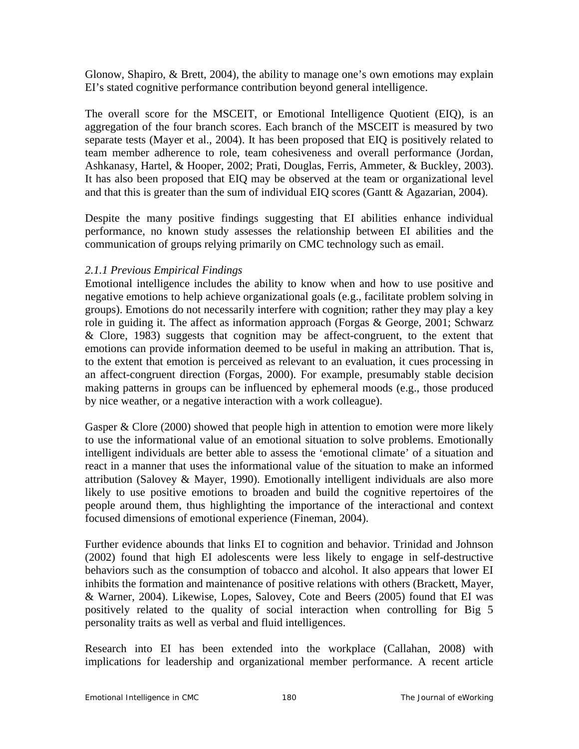Glonow, Shapiro, & Brett, 2004), the ability to manage one's own emotions may explain EI's stated cognitive performance contribution beyond general intelligence.

The overall score for the MSCEIT, or Emotional Intelligence Quotient (EIQ), is an aggregation of the four branch scores. Each branch of the MSCEIT is measured by two separate tests (Mayer et al., 2004). It has been proposed that EIQ is positively related to team member adherence to role, team cohesiveness and overall performance (Jordan, Ashkanasy, Hartel, & Hooper, 2002; Prati, Douglas, Ferris, Ammeter, & Buckley, 2003). It has also been proposed that EIQ may be observed at the team or organizational level and that this is greater than the sum of individual EIQ scores (Gantt & Agazarian, 2004).

Despite the many positive findings suggesting that EI abilities enhance individual performance, no known study assesses the relationship between EI abilities and the communication of groups relying primarily on CMC technology such as email.

### *2.1.1 Previous Empirical Findings*

Emotional intelligence includes the ability to know when and how to use positive and negative emotions to help achieve organizational goals (e.g., facilitate problem solving in groups). Emotions do not necessarily interfere with cognition; rather they may play a key role in guiding it. The affect as information approach (Forgas & George, 2001; Schwarz & Clore, 1983) suggests that cognition may be affect-congruent, to the extent that emotions can provide information deemed to be useful in making an attribution. That is, to the extent that emotion is perceived as relevant to an evaluation, it cues processing in an affect-congruent direction (Forgas, 2000). For example, presumably stable decision making patterns in groups can be influenced by ephemeral moods (e.g., those produced by nice weather, or a negative interaction with a work colleague).

Gasper & Clore (2000) showed that people high in attention to emotion were more likely to use the informational value of an emotional situation to solve problems. Emotionally intelligent individuals are better able to assess the 'emotional climate' of a situation and react in a manner that uses the informational value of the situation to make an informed attribution (Salovey & Mayer, 1990). Emotionally intelligent individuals are also more likely to use positive emotions to broaden and build the cognitive repertoires of the people around them, thus highlighting the importance of the interactional and context focused dimensions of emotional experience (Fineman, 2004).

Further evidence abounds that links EI to cognition and behavior. Trinidad and Johnson (2002) found that high EI adolescents were less likely to engage in self-destructive behaviors such as the consumption of tobacco and alcohol. It also appears that lower EI inhibits the formation and maintenance of positive relations with others (Brackett, Mayer, & Warner, 2004). Likewise, Lopes, Salovey, Cote and Beers (2005) found that EI was positively related to the quality of social interaction when controlling for Big 5 personality traits as well as verbal and fluid intelligences.

Research into EI has been extended into the workplace (Callahan, 2008) with implications for leadership and organizational member performance. A recent article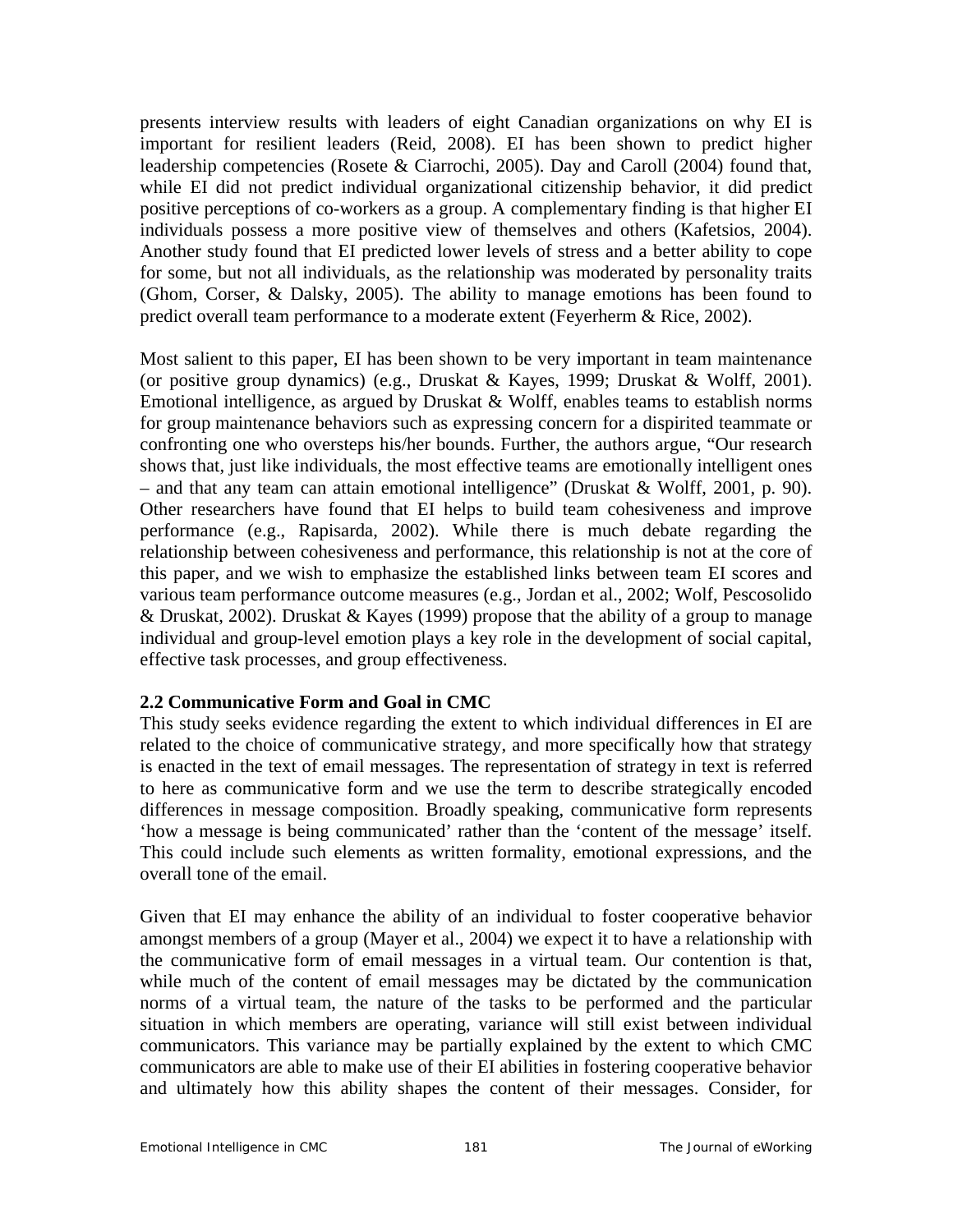presents interview results with leaders of eight Canadian organizations on why EI is important for resilient leaders (Reid, 2008). EI has been shown to predict higher leadership competencies (Rosete & Ciarrochi, 2005). Day and Caroll (2004) found that, while EI did not predict individual organizational citizenship behavior, it did predict positive perceptions of co-workers as a group. A complementary finding is that higher EI individuals possess a more positive view of themselves and others (Kafetsios, 2004). Another study found that EI predicted lower levels of stress and a better ability to cope for some, but not all individuals, as the relationship was moderated by personality traits (Ghom, Corser, & Dalsky, 2005). The ability to manage emotions has been found to predict overall team performance to a moderate extent (Feyerherm & Rice, 2002).

Most salient to this paper, EI has been shown to be very important in team maintenance (or positive group dynamics) (e.g., Druskat & Kayes, 1999; Druskat & Wolff, 2001). Emotional intelligence, as argued by Druskat & Wolff, enables teams to establish norms for group maintenance behaviors such as expressing concern for a dispirited teammate or confronting one who oversteps his/her bounds. Further, the authors argue, "Our research shows that, just like individuals, the most effective teams are emotionally intelligent ones – and that any team can attain emotional intelligence" (Druskat & Wolff, 2001, p. 90). Other researchers have found that EI helps to build team cohesiveness and improve performance (e.g., Rapisarda, 2002). While there is much debate regarding the relationship between cohesiveness and performance, this relationship is not at the core of this paper, and we wish to emphasize the established links between team EI scores and various team performance outcome measures (e.g., Jordan et al., 2002; Wolf, Pescosolido & Druskat, 2002). Druskat & Kayes (1999) propose that the ability of a group to manage individual and group-level emotion plays a key role in the development of social capital, effective task processes, and group effectiveness.

### 2.2 Communicative Form and Goal in CMC

This study seeks evidence regarding the extent to which individual differences in EI are related to the choice of communicative strategy, and more specifically how that strategy is enacted in the text of email messages. The representation of strategy in text is referred to here as communicative form and we use the term to describe strategically encoded differences in message composition. Broadly speaking, communicative form represents 'how a message is being communicated' rather than the 'content of the message' itself. This could include such elements as written formality, emotional expressions, and the overall tone of the email.

Given that EI may enhance the ability of an individual to foster cooperative behavior amongst members of a group (Mayer et al., 2004) we expect it to have a relationship with the communicative form of email messages in a virtual team. Our contention is that, while much of the content of email messages may be dictated by the communication norms of a virtual team, the nature of the tasks to be performed and the particular situation in which members are operating, variance will still exist between individual communicators. This variance may be partially explained by the extent to which CMC communicators are able to make use of their EI abilities in fostering cooperative behavior and ultimately how this ability shapes the content of their messages. Consider, for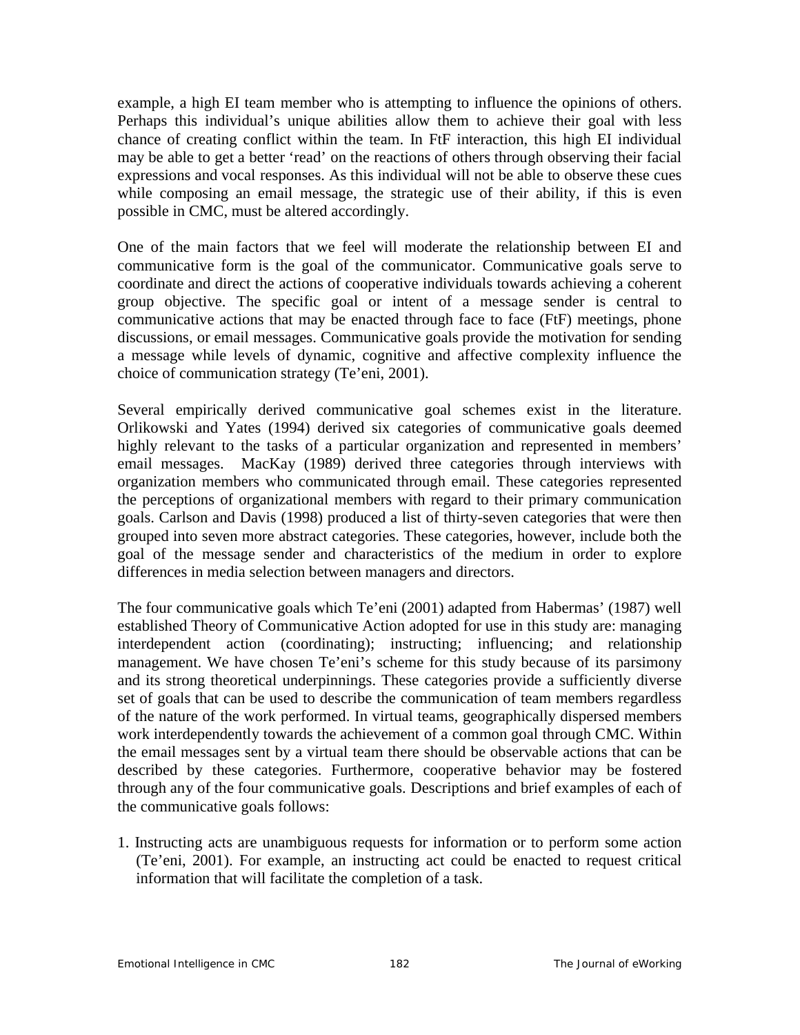example, a high EI team member who is attempting to influence the opinions of others. Perhaps this individual's unique abilities allow them to achieve their goal with less chance of creating conflict within the team. In FtF interaction, this high EI individual may be able to get a better 'read' on the reactions of others through observing their facial expressions and vocal responses. As this individual will not be able to observe these cues while composing an email message, the strategic use of their ability, if this is even possible in CMC, must be altered accordingly.

One of the main factors that we feel will moderate the relationship between EI and communicative form is the goal of the communicator. Communicative goals serve to coordinate and direct the actions of cooperative individuals towards achieving a coherent group objective. The specific goal or intent of a message sender is central to communicative actions that may be enacted through face to face (FtF) meetings, phone discussions, or email messages. Communicative goals provide the motivation for sending a message while levels of dynamic, cognitive and affective complexity influence the choice of communication strategy (Te'eni, 2001).

Several empirically derived communicative goal schemes exist in the literature. Orlikowski and Yates (1994) derived six categories of communicative goals deemed highly relevant to the tasks of a particular organization and represented in members' email messages. MacKay (1989) derived three categories through interviews with organization members who communicated through email. These categories represented the perceptions of organizational members with regard to their primary communication goals. Carlson and Davis (1998) produced a list of thirty-seven categories that were then grouped into seven more abstract categories. These categories, however, include both the goal of the message sender and characteristics of the medium in order to explore differences in media selection between managers and directors.

The four communicative goals which Te'eni (2001) adapted from Habermas' (1987) well established Theory of Communicative Action adopted for use in this study are: managing interdependent action (coordinating); instructing; influencing; and relationship management. We have chosen Te'eni's scheme for this study because of its parsimony and its strong theoretical underpinnings. These categories provide a sufficiently diverse set of goals that can be used to describe the communication of team members regardless of the nature of the work performed. In virtual teams, geographically dispersed members work interdependently towards the achievement of a common goal through CMC. Within the email messages sent by a virtual team there should be observable actions that can be described by these categories. Furthermore, cooperative behavior may be fostered through any of the four communicative goals. Descriptions and brief examples of each of the communicative goals follows:

1. Instructing acts are unambiguous requests for information or to perform some action (Te'eni, 2001). For example, an instructing act could be enacted to request critical information that will facilitate the completion of a task.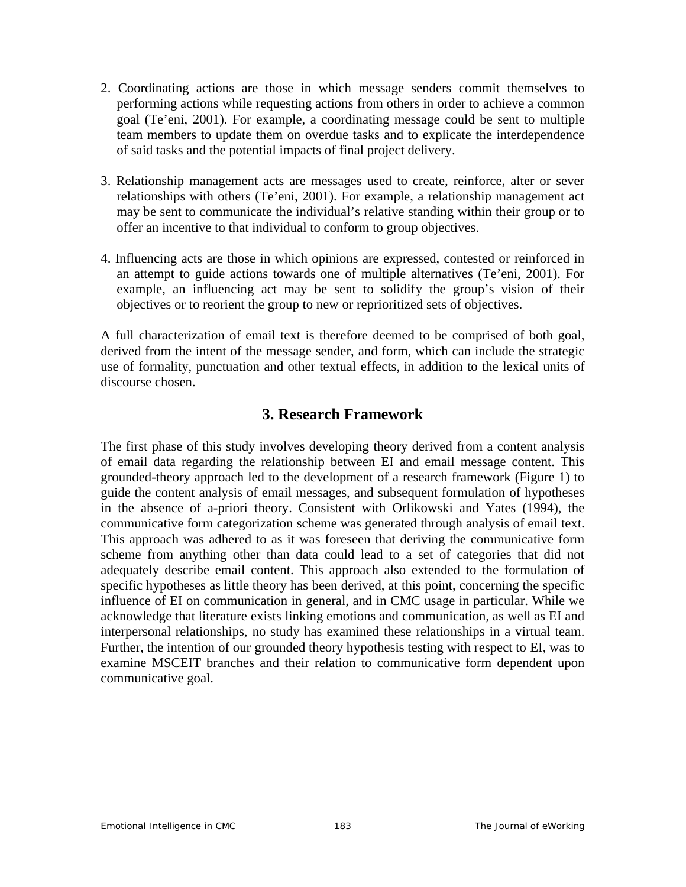2. Coordinating actions are those in which message senders commit themselves to performing actions while requesting actions from others in order to achieve a common goal (Te'eni, 2001). For example, a coordinating message could be sent to multiple team members to update them on overdue tasks and to explicate the interdependence of said tasks and the potential impacts of final project delivery.

3. Relationship management acts are messages used to create, reinforce, alter or sever relationships with others (Te'eni, 2001). For example, a relationship management act may be sent to communicate the individual's relative standing within their group or to offer an incentive to that individual to conform to group objectives.

4. Influencing acts are those in which opinions are expressed, contested or reinforced in an attempt to guide actions towards one of multiple alternatives (Te'eni, 2001). For example, an influencing act may be sent to solidify the group's vision of their objectives or to reorient the group to new or reprioritized sets of objectives.

A full characterization of email text is therefore deemed to be comprised of both goal, derived from the intent of the message sender, and form, which can include the strategic use of formality, punctuation and other textual effects, in addition to the lexical units of discourse chosen.

## 3. Research Framework

The first phase of this study involves developing theory derived from a content analysis of email data regarding the relationship between EI and email message content. This grounded-theory approach led to the development of a research framework (Figure 1) to guide the content analysis of email messages, and subsequent formulation of hypotheses in the absence of a-priori theory. Consistent with Orlikowski and Yates (1994), the communicative form categorization scheme was generated through analysis of email text. This approach was adhered to as it was foreseen that deriving the communicative form scheme from anything other than data could lead to a set of categories that did not adequately describe email content. This approach also extended to the formulation of specific hypotheses as little theory has been derived, at this point, concerning the specific influence of EI on communication in general, and in CMC usage in particular. While we acknowledge that literature exists linking emotions and communication, as well as EI and interpersonal relationships, no study has examined these relationships in a virtual team. Further, the intention of our grounded theory hypothesis testing with respect to EI, was to examine MSCEIT branches and their relation to communicative form dependent upon communicative goal.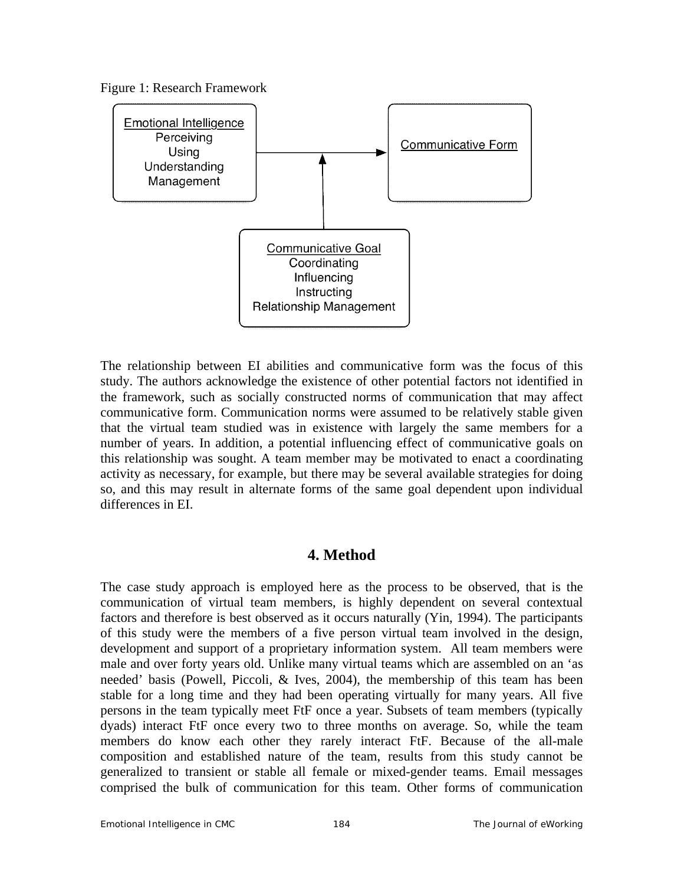Figure 1: Research Framework

The relationship between EI abilities and communicative form was the focus of this study. The authors acknowledge the existence of other potential factors not identified in the framework, such as socially constructed norms of communication that may affect communicative form. Communication norms were assumed to be relatively stable given that the virtual team studied was in existence with largely the same members for a number of years. In addition, a potential influencing effect of communicative goals on this relationship was sought. A team member may be motivated to enact a coordinating activity as necessary, for example, but there may be several available strategies for doing so, and this may result in alternate forms of the same goal dependent upon individual differences in EI.

## 4. Method

The case study approach is employed here as the process to be observed, that is the communication of virtual team members, is highly dependent on several contextual factors and therefore is best observed as it occurs naturally (Yin, 1994). The participants of this study were the members of a five person virtual team involved in the design, development and support of a proprietary information system. All team members were male and over forty years old. Unlike many virtual teams which are assembled on an 'as needed' basis (Powell, Piccoli, & Ives, 2004), the membership of this team has been stable for a long time and they had been operating virtually for many years. All five persons in the team typically meet FtF once a year. Subsets of team members (typically dyads) interact FtF once every two to three months on average. So, while the team members do know each other they rarely interact FtF. Because of the all-male composition and established nature of the team, results from this study cannot be generalized to transient or stable all female or mixed-gender teams. Email messages comprised the bulk of communication for this team. Other forms of communication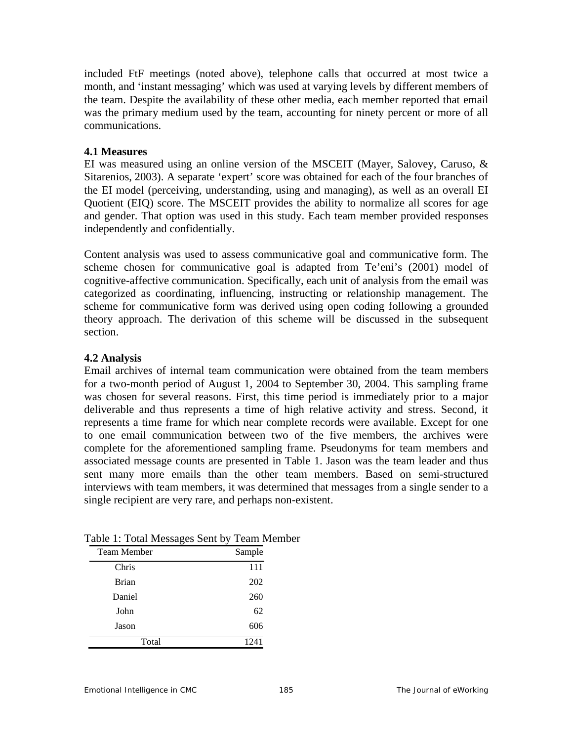included FtF meetings (noted above), telephone calls that occurred at most twice a month, and 'instant messaging' which was used at varying levels by different members of the team. Despite the availability of these other media, each member reported that email was the primary medium used by the team, accounting for ninety percent or more of all communications.

### 4.1 Measures

EI was measured using an online version of the MSCEIT (Mayer, Salovey, Caruso, & Sitarenios, 2003). A separate 'expert' score was obtained for each of the four branches of the EI model (perceiving, understanding, using and managing), as well as an overall EI Quotient (EIQ) score. The MSCEIT provides the ability to normalize all scores for age and gender. That option was used in this study. Each team member provided responses independently and confidentially.

Content analysis was used to assess communicative goal and communicative form. The scheme chosen for communicative goal is adapted from Te'eni's (2001) model of cognitive-affective communication. Specifically, each unit of analysis from the email was categorized as coordinating, influencing, instructing or relationship management. The scheme for communicative form was derived using open coding following a grounded theory approach. The derivation of this scheme will be discussed in the subsequent section.

### 4.2 Analysis

Email archives of internal team communication were obtained from the team members for a two-month period of August 1, 2004 to September 30, 2004. This sampling frame was chosen for several reasons. First, this time period is immediately prior to a major deliverable and thus represents a time of high relative activity and stress. Second, it represents a time frame for which near complete records were available. Except for one to one email communication between two of the five members, the archives were complete for the aforementioned sampling frame. Pseudonyms for team members and associated message counts are presented in Table 1. Jason was the team leader and thus sent many more emails than the other team members. Based on semi-structured interviews with team members, it was determined that messages from a single sender to a single recipient are very rare, and perhaps non-existent.

Table 1: Total Messages Sent by Team Member

| Team Member | Sample |
|---|---:|
| Chris | 111 |
| Brian | 202 |
| Daniel | 260 |
| John | 62 |
| Jason | 606 |
| Total | 1241 |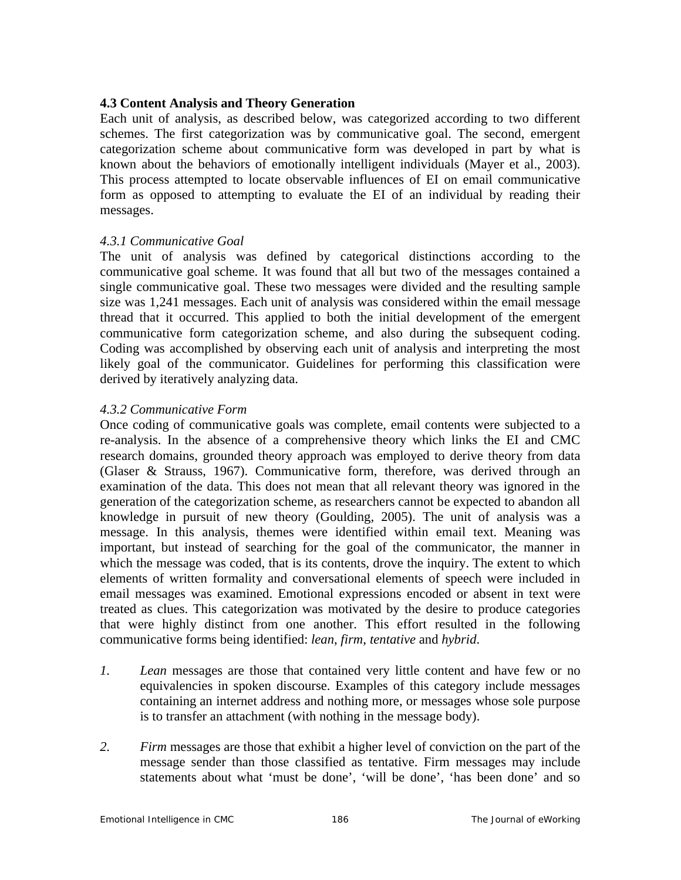### 4.3 Content Analysis and Theory Generation

Each unit of analysis, as described below, was categorized according to two different schemes. The first categorization was by communicative goal. The second, emergent categorization scheme about communicative form was developed in part by what is known about the behaviors of emotionally intelligent individuals (Mayer et al., 2003). This process attempted to locate observable influences of EI on email communicative form as opposed to attempting to evaluate the EI of an individual by reading their messages.

#### *4.3.1 Communicative Goal*

The unit of analysis was defined by categorical distinctions according to the communicative goal scheme. It was found that all but two of the messages contained a single communicative goal. These two messages were divided and the resulting sample size was 1,241 messages. Each unit of analysis was considered within the email message thread that it occurred. This applied to both the initial development of the emergent communicative form categorization scheme, and also during the subsequent coding. Coding was accomplished by observing each unit of analysis and interpreting the most likely goal of the communicator. Guidelines for performing this classification were derived by iteratively analyzing data.

#### *4.3.2 Communicative Form*

Once coding of communicative goals was complete, email contents were subjected to a re-analysis. In the absence of a comprehensive theory which links the EI and CMC research domains, grounded theory approach was employed to derive theory from data (Glaser & Strauss, 1967). Communicative form, therefore, was derived through an examination of the data. This does not mean that all relevant theory was ignored in the generation of the categorization scheme, as researchers cannot be expected to abandon all knowledge in pursuit of new theory (Goulding, 2005). The unit of analysis was a message. In this analysis, themes were identified within email text. Meaning was important, but instead of searching for the goal of the communicator, the manner in which the message was coded, that is its contents, drove the inquiry. The extent to which elements of written formality and conversational elements of speech were included in email messages was examined. Emotional expressions encoded or absent in text were treated as clues. This categorization was motivated by the desire to produce categories that were highly distinct from one another. This effort resulted in the following communicative forms being identified: *lean*, *firm*, *tentative* and *hybrid*.

1. *Lean* messages are those that contained very little content and have few or no equivalencies in spoken discourse. Examples of this category include messages containing an internet address and nothing more, or messages whose sole purpose is to transfer an attachment (with nothing in the message body).

2. *Firm* messages are those that exhibit a higher level of conviction on the part of the message sender than those classified as tentative. Firm messages may include statements about what 'must be done', 'will be done', 'has been done' and so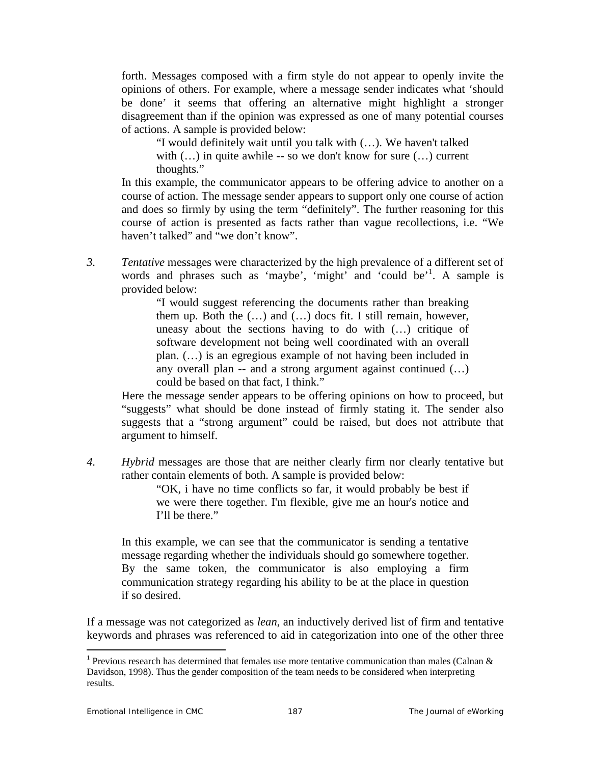forth. Messages composed with a firm style do not appear to openly invite the opinions of others. For example, where a message sender indicates what 'should be done' it seems that offering an alternative might highlight a stronger disagreement than if the opinion was expressed as one of many potential courses of actions. A sample is provided below:

> "I would definitely wait until you talk with (…). We haven't talked with (…) in quite awhile -- so we don't know for sure (…) current thoughts."

In this example, the communicator appears to be offering advice to another on a course of action. The message sender appears to support only one course of action and does so firmly by using the term "definitely". The further reasoning for this course of action is presented as facts rather than vague recollections, i.e. "We haven't talked" and "we don't know".

3. *Tentative* messages were characterized by the high prevalence of a different set of words and phrases such as 'maybe', 'might' and 'could be'[1]. A sample is provided below:

> "I would suggest referencing the documents rather than breaking them up. Both the (…) and (…) docs fit. I still remain, however, uneasy about the sections having to do with (…) critique of software development not being well coordinated with an overall plan. (…) is an egregious example of not having been included in any overall plan -- and a strong argument against continued (…) could be based on that fact, I think."

Here the message sender appears to be offering opinions on how to proceed, but "suggests" what should be done instead of firmly stating it. The sender also suggests that a "strong argument" could be raised, but does not attribute that argument to himself.

4. *Hybrid* messages are those that are neither clearly firm nor clearly tentative but rather contain elements of both. A sample is provided below:

> "OK, i have no time conflicts so far, it would probably be best if we were there together. I'm flexible, give me an hour's notice and I'll be there."

In this example, we can see that the communicator is sending a tentative message regarding whether the individuals should go somewhere together. By the same token, the communicator is also employing a firm communication strategy regarding his ability to be at the place in question if so desired.

If a message was not categorized as *lean*, an inductively derived list of firm and tentative keywords and phrases was referenced to aid in categorization into one of the other three

[1] Previous research has determined that females use more tentative communication than males (Calnan & Davidson, 1998). Thus the gender composition of the team needs to be considered when interpreting results.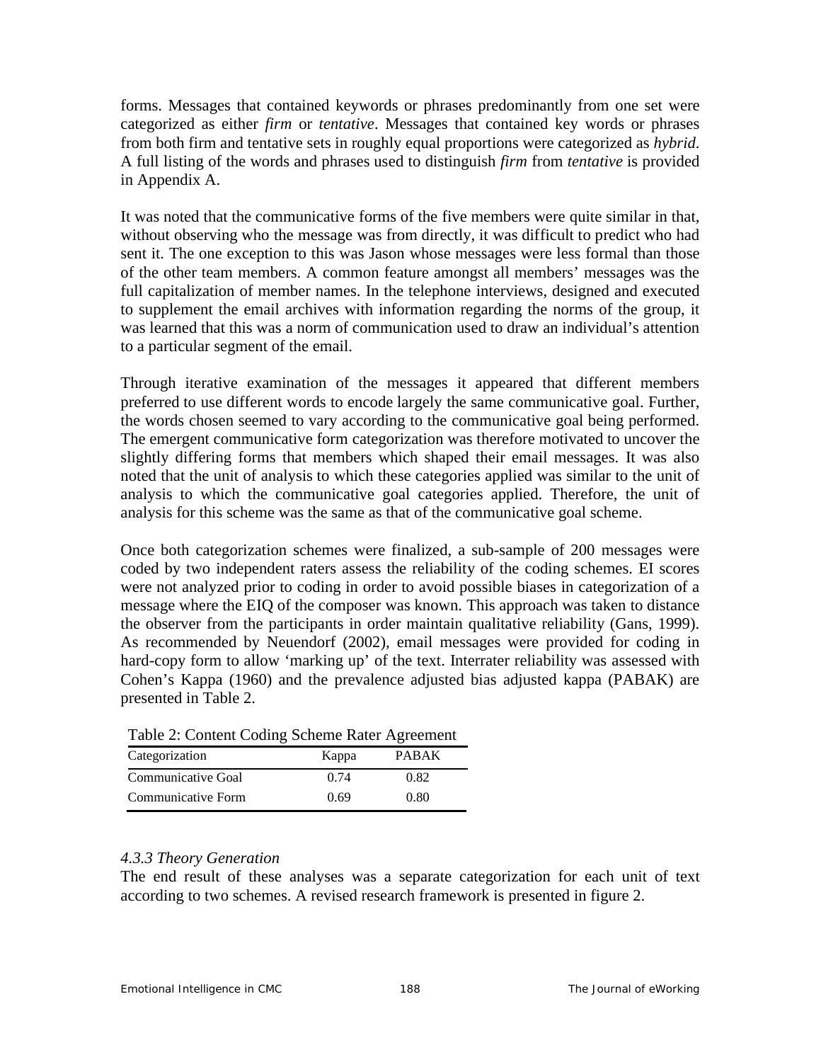forms. Messages that contained keywords or phrases predominantly from one set were categorized as either *firm* or *tentative*. Messages that contained key words or phrases from both firm and tentative sets in roughly equal proportions were categorized as *hybrid*. A full listing of the words and phrases used to distinguish *firm* from *tentative* is provided in Appendix A.

It was noted that the communicative forms of the five members were quite similar in that, without observing who the message was from directly, it was difficult to predict who had sent it. The one exception to this was Jason whose messages were less formal than those of the other team members. A common feature amongst all members' messages was the full capitalization of member names. In the telephone interviews, designed and executed to supplement the email archives with information regarding the norms of the group, it was learned that this was a norm of communication used to draw an individual's attention to a particular segment of the email.

Through iterative examination of the messages it appeared that different members preferred to use different words to encode largely the same communicative goal. Further, the words chosen seemed to vary according to the communicative goal being performed. The emergent communicative form categorization was therefore motivated to uncover the slightly differing forms that members which shaped their email messages. It was also noted that the unit of analysis to which these categories applied was similar to the unit of analysis to which the communicative goal categories applied. Therefore, the unit of analysis for this scheme was the same as that of the communicative goal scheme.

Once both categorization schemes were finalized, a sub-sample of 200 messages were coded by two independent raters assess the reliability of the coding schemes. EI scores were not analyzed prior to coding in order to avoid possible biases in categorization of a message where the EIQ of the composer was known. This approach was taken to distance the observer from the participants in order maintain qualitative reliability (Gans, 1999). As recommended by Neuendorf (2002), email messages were provided for coding in hard-copy form to allow 'marking up' of the text. Interrater reliability was assessed with Cohen's Kappa (1960) and the prevalence adjusted bias adjusted kappa (PABAK) are presented in Table 2.

Table 2: Content Coding Scheme Rater Agreement

| Categorization | Kappa | PABAK |
|---|---|---|
| Communicative Goal | 0.74 | 0.82 |
| Communicative Form | 0.69 | 0.80 |

### *4.3.3 Theory Generation*

The end result of these analyses was a separate categorization for each unit of text according to two schemes. A revised research framework is presented in figure 2.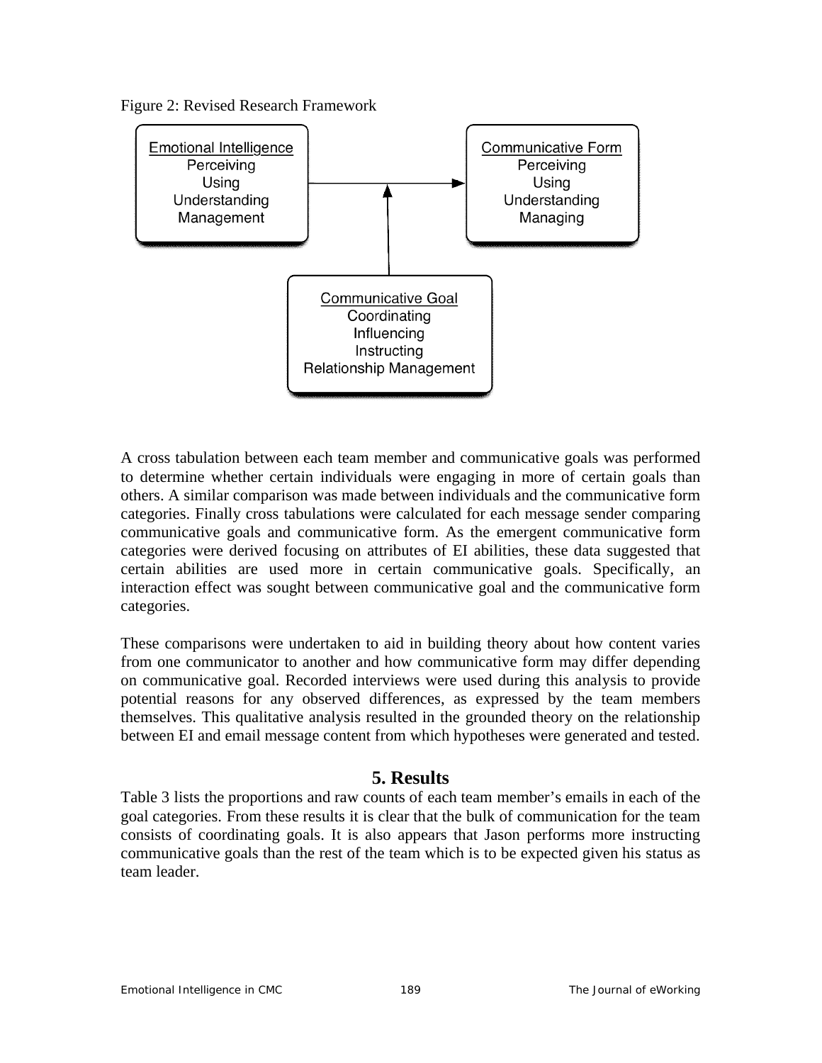Figure 2: Revised Research Framework

A cross tabulation between each team member and communicative goals was performed to determine whether certain individuals were engaging in more of certain goals than others. A similar comparison was made between individuals and the communicative form categories. Finally cross tabulations were calculated for each message sender comparing communicative goals and communicative form. As the emergent communicative form categories were derived focusing on attributes of EI abilities, these data suggested that certain abilities are used more in certain communicative goals. Specifically, an interaction effect was sought between communicative goal and the communicative form categories.

These comparisons were undertaken to aid in building theory about how content varies from one communicator to another and how communicative form may differ depending on communicative goal. Recorded interviews were used during this analysis to provide potential reasons for any observed differences, as expressed by the team members themselves. This qualitative analysis resulted in the grounded theory on the relationship between EI and email message content from which hypotheses were generated and tested.

## 5. Results

Table 3 lists the proportions and raw counts of each team member's emails in each of the goal categories. From these results it is clear that the bulk of communication for the team consists of coordinating goals. It is also appears that Jason performs more instructing communicative goals than the rest of the team which is to be expected given his status as team leader.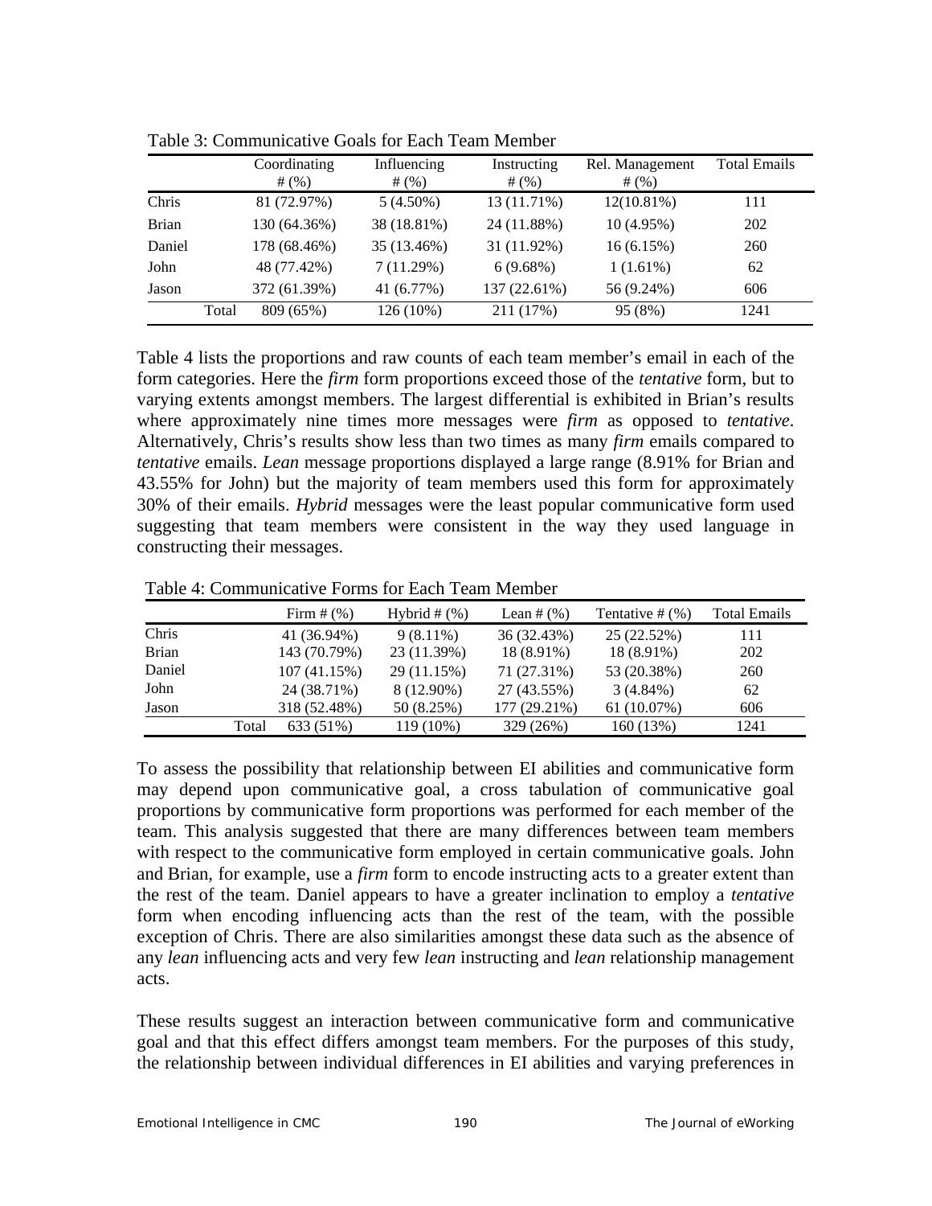Table 3: Communicative Goals for Each Team Member

| | Coordinating # (%) | Influencing # (%) | Instructing # (%) | Rel. Management # (%) | Total Emails |
|---|---|---|---|---|---|
| Chris | 81 (72.97%) | 5 (4.50%) | 13 (11.71%) | 12(10.81%) | 111 |
| Brian | 130 (64.36%) | 38 (18.81%) | 24 (11.88%) | 10 (4.95%) | 202 |
| Daniel | 178 (68.46%) | 35 (13.46%) | 31 (11.92%) | 16 (6.15%) | 260 |
| John | 48 (77.42%) | 7 (11.29%) | 6 (9.68%) | 1 (1.61%) | 62 |
| Jason | 372 (61.39%) | 41 (6.77%) | 137 (22.61%) | 56 (9.24%) | 606 |
| Total | 809 (65%) | 126 (10%) | 211 (17%) | 95 (8%) | 1241 |

Table 4 lists the proportions and raw counts of each team member's email in each of the form categories. Here the *firm* form proportions exceed those of the *tentative* form, but to varying extents amongst members. The largest differential is exhibited in Brian's results where approximately nine times more messages were *firm* as opposed to *tentative*. Alternatively, Chris's results show less than two times as many *firm* emails compared to *tentative* emails. *Lean* message proportions displayed a large range (8.91% for Brian and 43.55% for John) but the majority of team members used this form for approximately 30% of their emails. *Hybrid* messages were the least popular communicative form used suggesting that team members were consistent in the way they used language in constructing their messages.

Table 4: Communicative Forms for Each Team Member

| | Firm # (%) | Hybrid # (%) | Lean # (%) | Tentative # (%) | Total Emails |
|---|---|---|---|---|---|
| Chris | 41 (36.94%) | 9 (8.11%) | 36 (32.43%) | 25 (22.52%) | 111 |
| Brian | 143 (70.79%) | 23 (11.39%) | 18 (8.91%) | 18 (8.91%) | 202 |
| Daniel | 107 (41.15%) | 29 (11.15%) | 71 (27.31%) | 53 (20.38%) | 260 |
| John | 24 (38.71%) | 8 (12.90%) | 27 (43.55%) | 3 (4.84%) | 62 |
| Jason | 318 (52.48%) | 50 (8.25%) | 177 (29.21%) | 61 (10.07%) | 606 |
| Total | 633 (51%) | 119 (10%) | 329 (26%) | 160 (13%) | 1241 |

To assess the possibility that relationship between EI abilities and communicative form may depend upon communicative goal, a cross tabulation of communicative goal proportions by communicative form proportions was performed for each member of the team. This analysis suggested that there are many differences between team members with respect to the communicative form employed in certain communicative goals. John and Brian, for example, use a *firm* form to encode instructing acts to a greater extent than the rest of the team. Daniel appears to have a greater inclination to employ a *tentative* form when encoding influencing acts than the rest of the team, with the possible exception of Chris. There are also similarities amongst these data such as the absence of any *lean* influencing acts and very few *lean* instructing and *lean* relationship management acts.

These results suggest an interaction between communicative form and communicative goal and that this effect differs amongst team members. For the purposes of this study, the relationship between individual differences in EI abilities and varying preferences in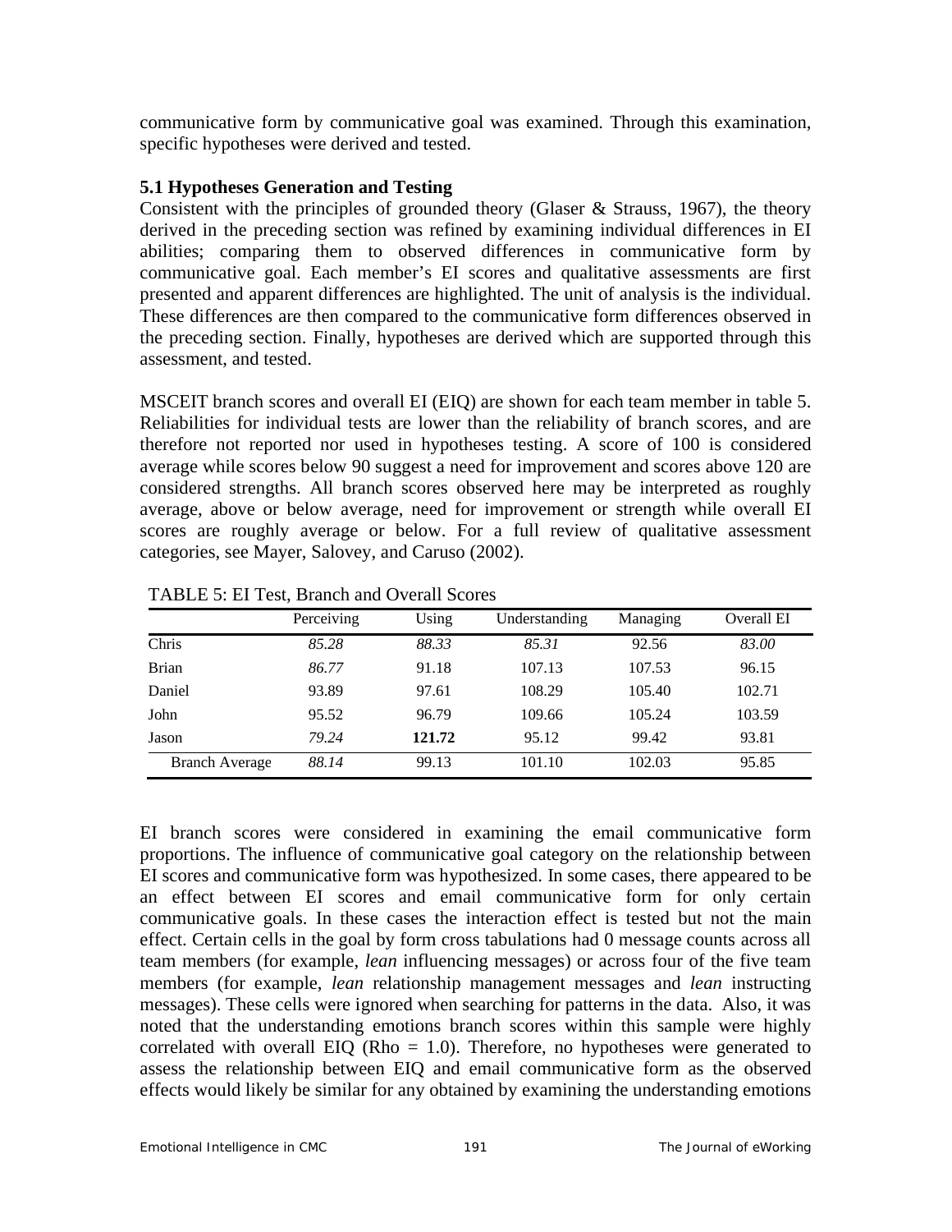communicative form by communicative goal was examined. Through this examination, specific hypotheses were derived and tested.

### 5.1 Hypotheses Generation and Testing

Consistent with the principles of grounded theory (Glaser & Strauss, 1967), the theory derived in the preceding section was refined by examining individual differences in EI abilities; comparing them to observed differences in communicative form by communicative goal. Each member's EI scores and qualitative assessments are first presented and apparent differences are highlighted. The unit of analysis is the individual. These differences are then compared to the communicative form differences observed in the preceding section. Finally, hypotheses are derived which are supported through this assessment, and tested.

MSCEIT branch scores and overall EI (EIQ) are shown for each team member in table 5. Reliabilities for individual tests are lower than the reliability of branch scores, and are therefore not reported nor used in hypotheses testing. A score of 100 is considered average while scores below 90 suggest a need for improvement and scores above 120 are considered strengths. All branch scores observed here may be interpreted as roughly average, above or below average, need for improvement or strength while overall EI scores are roughly average or below. For a full review of qualitative assessment categories, see Mayer, Salovey, and Caruso (2002).

TABLE 5: EI Test, Branch and Overall Scores

| | Perceiving | Using | Understanding | Managing | Overall EI |
|---|---|---|---|---|---|
| Chris | *85.28* | *88.33* | *85.31* | 92.56 | *83.00* |
| Brian | *86.77* | 91.18 | 107.13 | 107.53 | 96.15 |
| Daniel | 93.89 | 97.61 | 108.29 | 105.40 | 102.71 |
| John | 95.52 | 96.79 | 109.66 | 105.24 | 103.59 |
| Jason | *79.24* | **121.72** | 95.12 | 99.42 | 93.81 |
| Branch Average | *88.14* | 99.13 | 101.10 | 102.03 | 95.85 |

EI branch scores were considered in examining the email communicative form proportions. The influence of communicative goal category on the relationship between EI scores and communicative form was hypothesized. In some cases, there appeared to be an effect between EI scores and email communicative form for only certain communicative goals. In these cases the interaction effect is tested but not the main effect. Certain cells in the goal by form cross tabulations had 0 message counts across all team members (for example, *lean* influencing messages) or across four of the five team members (for example, *lean* relationship management messages and *lean* instructing messages). These cells were ignored when searching for patterns in the data. Also, it was noted that the understanding emotions branch scores within this sample were highly correlated with overall EIQ (Rho = 1.0). Therefore, no hypotheses were generated to assess the relationship between EIQ and email communicative form as the observed effects would likely be similar for any obtained by examining the understanding emotions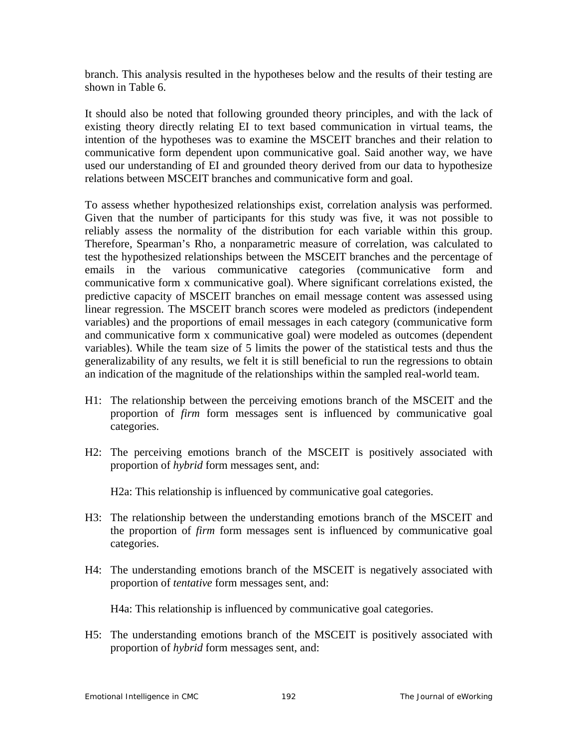branch. This analysis resulted in the hypotheses below and the results of their testing are shown in Table 6.

It should also be noted that following grounded theory principles, and with the lack of existing theory directly relating EI to text based communication in virtual teams, the intention of the hypotheses was to examine the MSCEIT branches and their relation to communicative form dependent upon communicative goal. Said another way, we have used our understanding of EI and grounded theory derived from our data to hypothesize relations between MSCEIT branches and communicative form and goal.

To assess whether hypothesized relationships exist, correlation analysis was performed. Given that the number of participants for this study was five, it was not possible to reliably assess the normality of the distribution for each variable within this group. Therefore, Spearman's Rho, a nonparametric measure of correlation, was calculated to test the hypothesized relationships between the MSCEIT branches and the percentage of emails in the various communicative categories (communicative form and communicative form x communicative goal). Where significant correlations existed, the predictive capacity of MSCEIT branches on email message content was assessed using linear regression. The MSCEIT branch scores were modeled as predictors (independent variables) and the proportions of email messages in each category (communicative form and communicative form x communicative goal) were modeled as outcomes (dependent variables). While the team size of 5 limits the power of the statistical tests and thus the generalizability of any results, we felt it is still beneficial to run the regressions to obtain an indication of the magnitude of the relationships within the sampled real-world team.

H1: The relationship between the perceiving emotions branch of the MSCEIT and the proportion of *firm* form messages sent is influenced by communicative goal categories.

H2: The perceiving emotions branch of the MSCEIT is positively associated with proportion of *hybrid* form messages sent, and:

H2a: This relationship is influenced by communicative goal categories.

H3: The relationship between the understanding emotions branch of the MSCEIT and the proportion of *firm* form messages sent is influenced by communicative goal categories.

H4: The understanding emotions branch of the MSCEIT is negatively associated with proportion of *tentative* form messages sent, and:

H4a: This relationship is influenced by communicative goal categories.

H5: The understanding emotions branch of the MSCEIT is positively associated with proportion of *hybrid* form messages sent, and: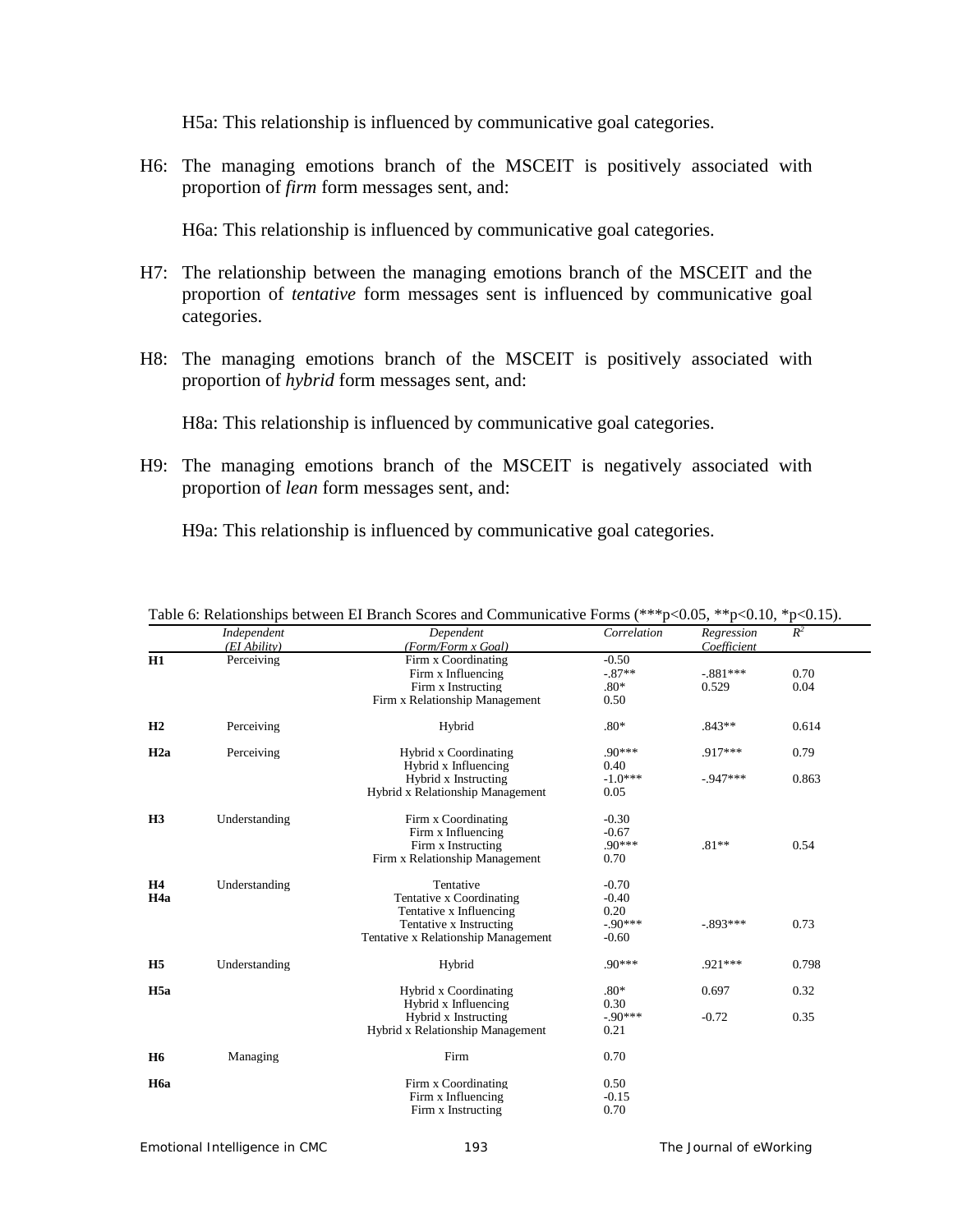H5a: This relationship is influenced by communicative goal categories.

H6: The managing emotions branch of the MSCEIT is positively associated with proportion of *firm* form messages sent, and:

H6a: This relationship is influenced by communicative goal categories.

H7: The relationship between the managing emotions branch of the MSCEIT and the proportion of *tentative* form messages sent is influenced by communicative goal categories.

H8: The managing emotions branch of the MSCEIT is positively associated with proportion of *hybrid* form messages sent, and:

H8a: This relationship is influenced by communicative goal categories.

H9: The managing emotions branch of the MSCEIT is negatively associated with proportion of *lean* form messages sent, and:

H9a: This relationship is influenced by communicative goal categories.

Table 6: Relationships between EI Branch Scores and Communicative Forms (***p<0.05, **p<0.10, *p<0.15).

| | *Independent (EI Ability)* | *Dependent (Form/Form x Goal)* | *Correlation* | *Regression Coefficient* | $R^2$ |
|---|---|---|---|---|---|
| **H1** | Perceiving | Firm x Coordinating | -0.50 | | |
| | | Firm x Influencing | -.87** | -.881*** | 0.70 |
| | | Firm x Instructing | .80* | 0.529 | 0.04 |
| | | Firm x Relationship Management | 0.50 | | |
| **H2** | Perceiving | Hybrid | .80* | .843** | 0.614 |
| **H2a** | Perceiving | Hybrid x Coordinating | .90*** | .917*** | 0.79 |
| | | Hybrid x Influencing | 0.40 | | |
| | | Hybrid x Instructing | -1.0*** | -.947*** | 0.863 |
| | | Hybrid x Relationship Management | 0.05 | | |
| **H3** | Understanding | Firm x Coordinating | -0.30 | | |
| | | Firm x Influencing | -0.67 | | |
| | | Firm x Instructing | .90*** | .81** | 0.54 |
| | | Firm x Relationship Management | 0.70 | | |
| **H4** | Understanding | Tentative | -0.70 | | |
| **H4a** | | Tentative x Coordinating | -0.40 | | |
| | | Tentative x Influencing | 0.20 | | |
| | | Tentative x Instructing | -.90*** | -.893*** | 0.73 |
| | | Tentative x Relationship Management | -0.60 | | |
| **H5** | Understanding | Hybrid | .90*** | .921*** | 0.798 |
| **H5a** | | Hybrid x Coordinating | .80* | 0.697 | 0.32 |
| | | Hybrid x Influencing | 0.30 | | |
| | | Hybrid x Instructing | -.90*** | -0.72 | 0.35 |
| | | Hybrid x Relationship Management | 0.21 | | |
| **H6** | Managing | Firm | 0.70 | | |
| **H6a** | | Firm x Coordinating | 0.50 | | |
| | | Firm x Influencing | -0.15 | | |
| | | Firm x Instructing | 0.70 | | |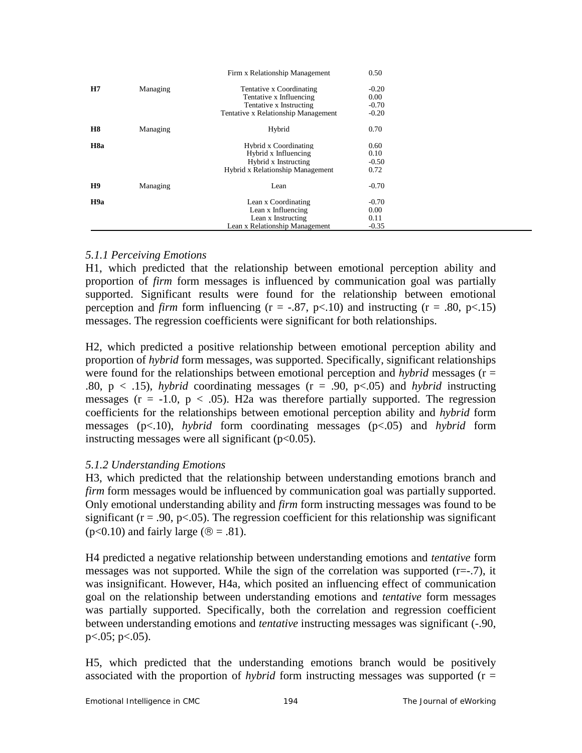| | | | |
|---|---|---|---|
| | | Firm x Relationship Management | 0.50 |
| **H7** | Managing | Tentative x Coordinating<br>Tentative x Influencing<br>Tentative x Instructing<br>Tentative x Relationship Management | -0.20<br>0.00<br>-0.70<br>-0.20 |
| **H8** | Managing | Hybrid | 0.70 |
| **H8a** | | Hybrid x Coordinating<br>Hybrid x Influencing<br>Hybrid x Instructing<br>Hybrid x Relationship Management | 0.60<br>0.10<br>-0.50<br>0.72 |
| **H9** | Managing | Lean | -0.70 |
| **H9a** | | Lean x Coordinating<br>Lean x Influencing<br>Lean x Instructing<br>Lean x Relationship Management | -0.70<br>0.00<br>0.11<br>-0.35 |

### *5.1.1 Perceiving Emotions*

H1, which predicted that the relationship between emotional perception ability and proportion of *firm* form messages is influenced by communication goal was partially supported. Significant results were found for the relationship between emotional perception and *firm* form influencing ($r = -.87$, $p<.10$) and instructing ($r = .80$, $p<.15$) messages. The regression coefficients were significant for both relationships.

H2, which predicted a positive relationship between emotional perception ability and proportion of *hybrid* form messages, was supported. Specifically, significant relationships were found for the relationships between emotional perception and *hybrid* messages ($r = .80$, $p < .15$), *hybrid* coordinating messages ($r = .90$, $p<.05$) and *hybrid* instructing messages ($r = -1.0$, $p < .05$). H2a was therefore partially supported. The regression coefficients for the relationships between emotional perception ability and *hybrid* form messages ($p<.10$), *hybrid* form coordinating messages ($p<.05$) and *hybrid* form instructing messages were all significant ($p<0.05$).

### *5.1.2 Understanding Emotions*

H3, which predicted that the relationship between understanding emotions branch and *firm* form messages would be influenced by communication goal was partially supported. Only emotional understanding ability and *firm* form instructing messages was found to be significant ($r = .90$, $p<.05$). The regression coefficient for this relationship was significant ($p<0.10$) and fairly large (® = .81).

H4 predicted a negative relationship between understanding emotions and *tentative* form messages was not supported. While the sign of the correlation was supported ($r=-.7$), it was insignificant. However, H4a, which posited an influencing effect of communication goal on the relationship between understanding emotions and *tentative* form messages was partially supported. Specifically, both the correlation and regression coefficient between understanding emotions and *tentative* instructing messages was significant (-.90, $p<.05$; $p<.05$).

H5, which predicted that the understanding emotions branch would be positively associated with the proportion of *hybrid* form instructing messages was supported (r =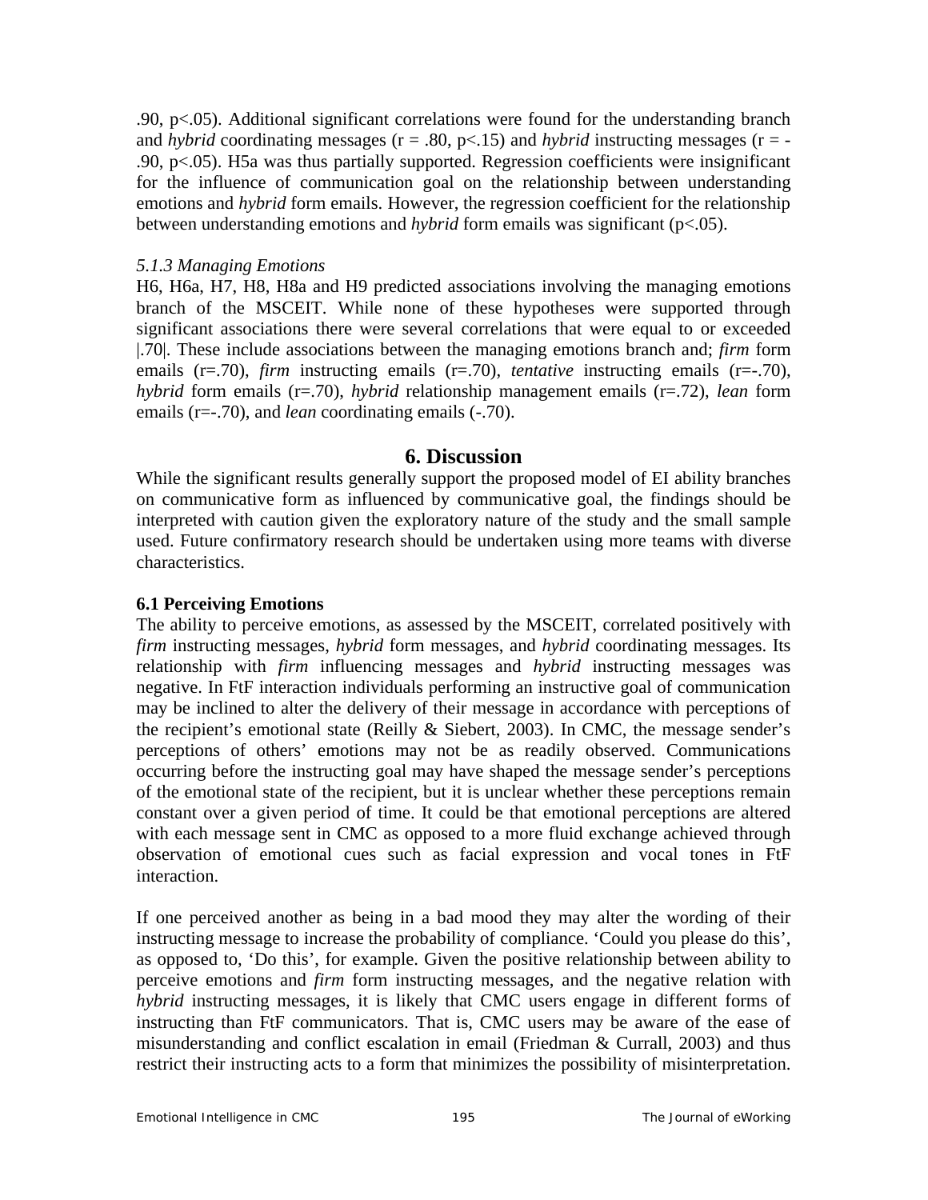.90, $p<.05$). Additional significant correlations were found for the understanding branch and *hybrid* coordinating messages ($r = .80$, $p<.15$) and *hybrid* instructing messages ($r = -.90$, $p<.05$). H5a was thus partially supported. Regression coefficients were insignificant for the influence of communication goal on the relationship between understanding emotions and *hybrid* form emails. However, the regression coefficient for the relationship between understanding emotions and *hybrid* form emails was significant ($p<.05$).

*5.1.3 Managing Emotions*

H6, H6a, H7, H8, H8a and H9 predicted associations involving the managing emotions branch of the MSCEIT. While none of these hypotheses were supported through significant associations there were several correlations that were equal to or exceeded |.70|. These include associations between the managing emotions branch and; *firm* form emails ($r=.70$), *firm* instructing emails ($r=.70$), *tentative* instructing emails ($r=-.70$), *hybrid* form emails ($r=.70$), *hybrid* relationship management emails ($r=.72$), *lean* form emails ($r=-.70$), and *lean* coordinating emails (-.70).

## 6. Discussion

While the significant results generally support the proposed model of EI ability branches on communicative form as influenced by communicative goal, the findings should be interpreted with caution given the exploratory nature of the study and the small sample used. Future confirmatory research should be undertaken using more teams with diverse characteristics.

### 6.1 Perceiving Emotions

The ability to perceive emotions, as assessed by the MSCEIT, correlated positively with *firm* instructing messages, *hybrid* form messages, and *hybrid* coordinating messages. Its relationship with *firm* influencing messages and *hybrid* instructing messages was negative. In FtF interaction individuals performing an instructive goal of communication may be inclined to alter the delivery of their message in accordance with perceptions of the recipient's emotional state (Reilly & Siebert, 2003). In CMC, the message sender's perceptions of others' emotions may not be as readily observed. Communications occurring before the instructing goal may have shaped the message sender's perceptions of the emotional state of the recipient, but it is unclear whether these perceptions remain constant over a given period of time. It could be that emotional perceptions are altered with each message sent in CMC as opposed to a more fluid exchange achieved through observation of emotional cues such as facial expression and vocal tones in FtF interaction.

If one perceived another as being in a bad mood they may alter the wording of their instructing message to increase the probability of compliance. 'Could you please do this', as opposed to, 'Do this', for example. Given the positive relationship between ability to perceive emotions and *firm* form instructing messages, and the negative relation with *hybrid* instructing messages, it is likely that CMC users engage in different forms of instructing than FtF communicators. That is, CMC users may be aware of the ease of misunderstanding and conflict escalation in email (Friedman & Currall, 2003) and thus restrict their instructing acts to a form that minimizes the possibility of misinterpretation.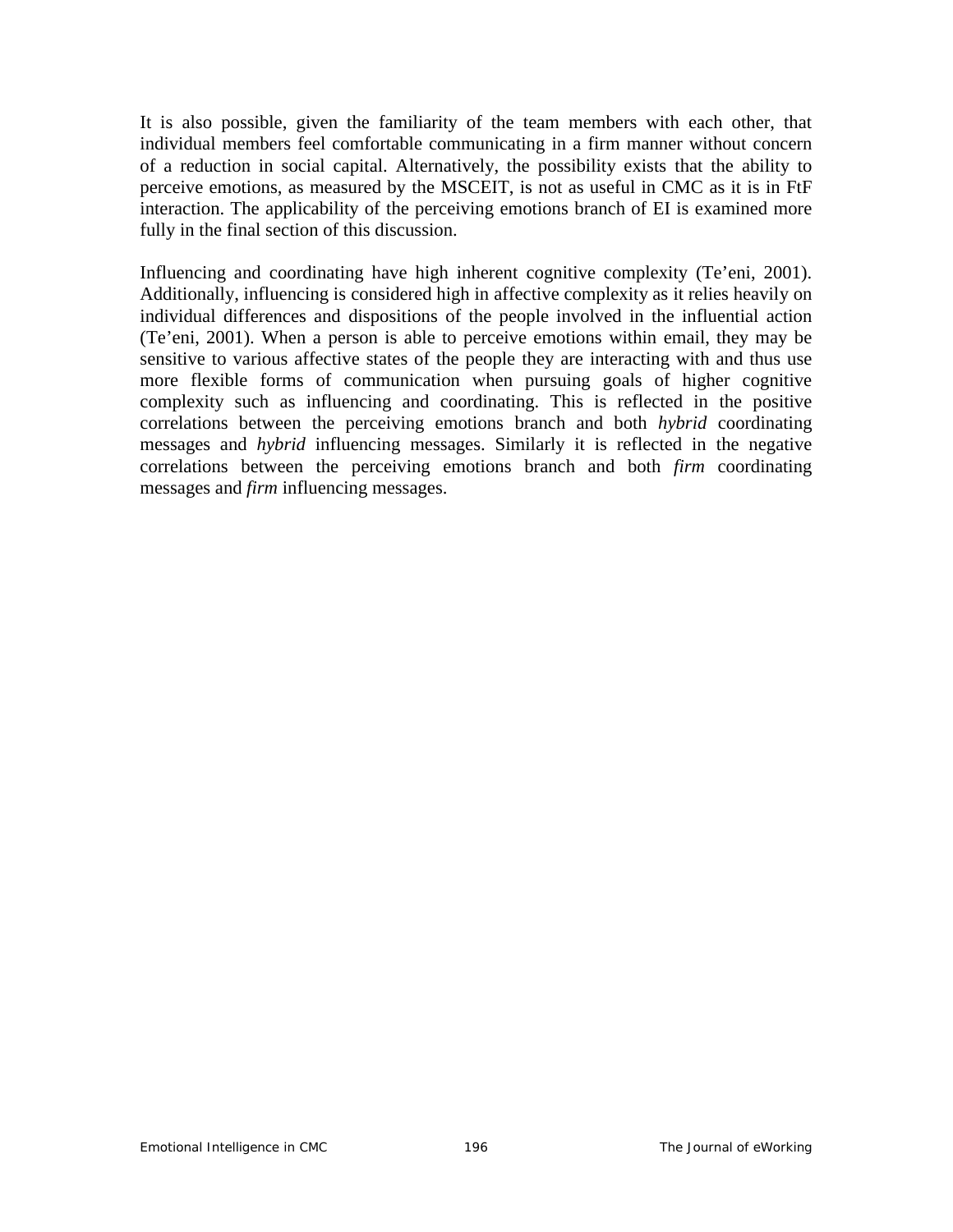It is also possible, given the familiarity of the team members with each other, that individual members feel comfortable communicating in a firm manner without concern of a reduction in social capital. Alternatively, the possibility exists that the ability to perceive emotions, as measured by the MSCEIT, is not as useful in CMC as it is in FtF interaction. The applicability of the perceiving emotions branch of EI is examined more fully in the final section of this discussion.

Influencing and coordinating have high inherent cognitive complexity (Te'eni, 2001). Additionally, influencing is considered high in affective complexity as it relies heavily on individual differences and dispositions of the people involved in the influential action (Te'eni, 2001). When a person is able to perceive emotions within email, they may be sensitive to various affective states of the people they are interacting with and thus use more flexible forms of communication when pursuing goals of higher cognitive complexity such as influencing and coordinating. This is reflected in the positive correlations between the perceiving emotions branch and both *hybrid* coordinating messages and *hybrid* influencing messages. Similarly it is reflected in the negative correlations between the perceiving emotions branch and both *firm* coordinating messages and *firm* influencing messages.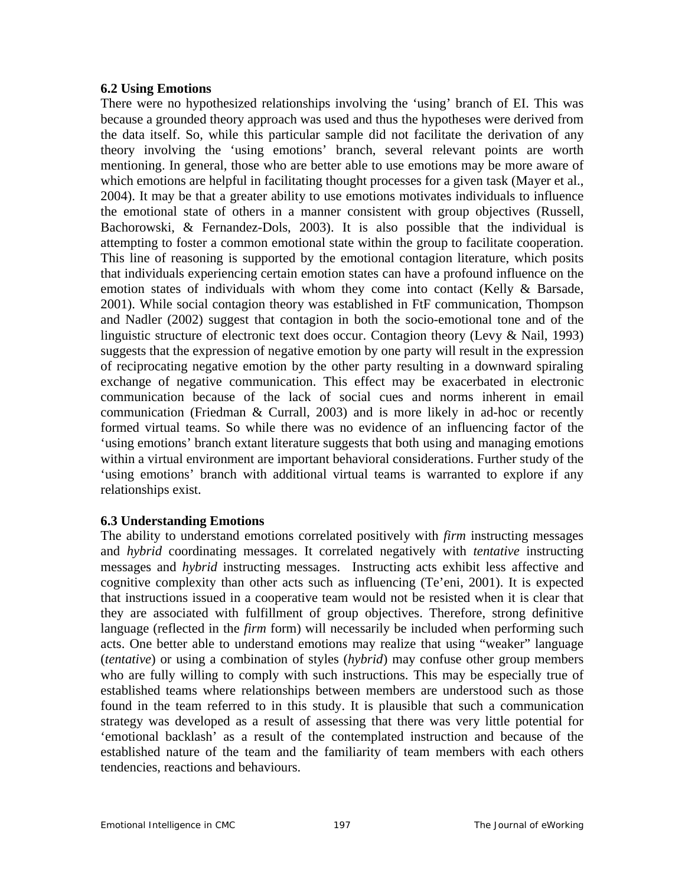### 6.2 Using Emotions

There were no hypothesized relationships involving the ‘using’ branch of EI. This was because a grounded theory approach was used and thus the hypotheses were derived from the data itself. So, while this particular sample did not facilitate the derivation of any theory involving the ‘using emotions’ branch, several relevant points are worth mentioning. In general, those who are better able to use emotions may be more aware of which emotions are helpful in facilitating thought processes for a given task (Mayer et al., 2004). It may be that a greater ability to use emotions motivates individuals to influence the emotional state of others in a manner consistent with group objectives (Russell, Bachorowski, & Fernandez-Dols, 2003). It is also possible that the individual is attempting to foster a common emotional state within the group to facilitate cooperation. This line of reasoning is supported by the emotional contagion literature, which posits that individuals experiencing certain emotion states can have a profound influence on the emotion states of individuals with whom they come into contact (Kelly & Barsade, 2001). While social contagion theory was established in FtF communication, Thompson and Nadler (2002) suggest that contagion in both the socio-emotional tone and of the linguistic structure of electronic text does occur. Contagion theory (Levy & Nail, 1993) suggests that the expression of negative emotion by one party will result in the expression of reciprocating negative emotion by the other party resulting in a downward spiraling exchange of negative communication. This effect may be exacerbated in electronic communication because of the lack of social cues and norms inherent in email communication (Friedman & Currall, 2003) and is more likely in ad-hoc or recently formed virtual teams. So while there was no evidence of an influencing factor of the ‘using emotions’ branch extant literature suggests that both using and managing emotions within a virtual environment are important behavioral considerations. Further study of the ‘using emotions’ branch with additional virtual teams is warranted to explore if any relationships exist.

### 6.3 Understanding Emotions

The ability to understand emotions correlated positively with *firm* instructing messages and *hybrid* coordinating messages. It correlated negatively with *tentative* instructing messages and *hybrid* instructing messages. Instructing acts exhibit less affective and cognitive complexity than other acts such as influencing (Te’eni, 2001). It is expected that instructions issued in a cooperative team would not be resisted when it is clear that they are associated with fulfillment of group objectives. Therefore, strong definitive language (reflected in the *firm* form) will necessarily be included when performing such acts. One better able to understand emotions may realize that using “weaker” language (*tentative*) or using a combination of styles (*hybrid*) may confuse other group members who are fully willing to comply with such instructions. This may be especially true of established teams where relationships between members are understood such as those found in the team referred to in this study. It is plausible that such a communication strategy was developed as a result of assessing that there was very little potential for ‘emotional backlash’ as a result of the contemplated instruction and because of the established nature of the team and the familiarity of team members with each others tendencies, reactions and behaviours.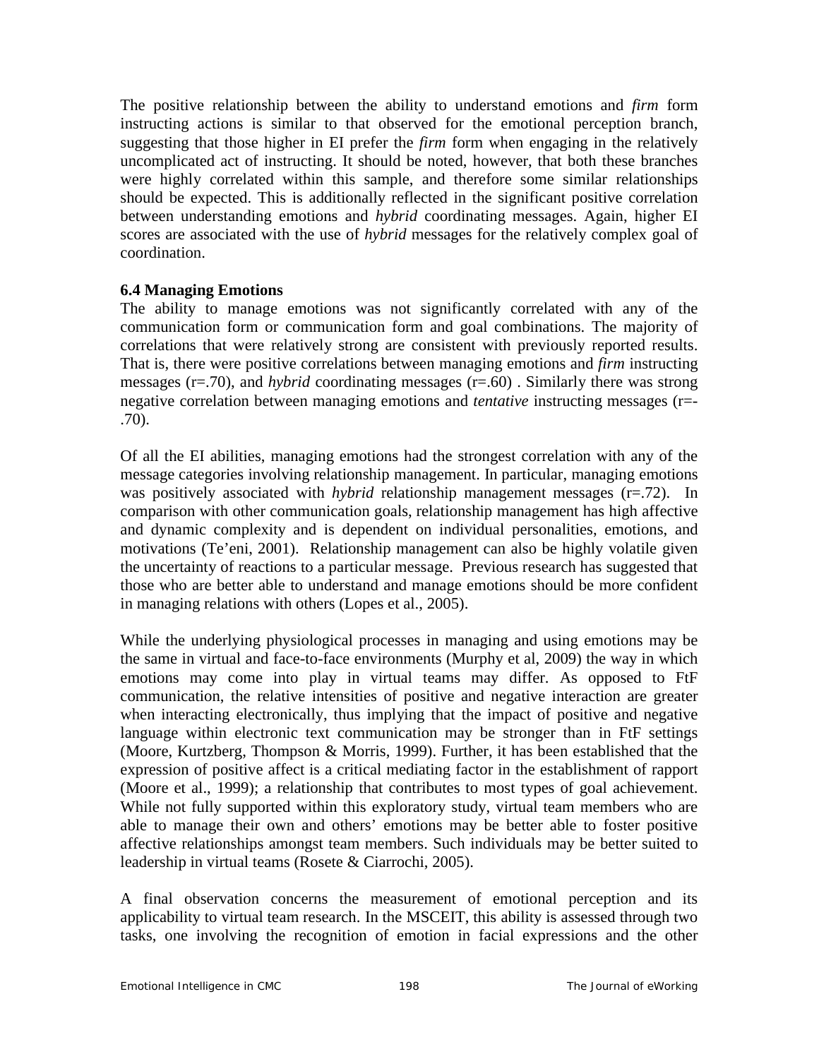The positive relationship between the ability to understand emotions and *firm* form instructing actions is similar to that observed for the emotional perception branch, suggesting that those higher in EI prefer the *firm* form when engaging in the relatively uncomplicated act of instructing. It should be noted, however, that both these branches were highly correlated within this sample, and therefore some similar relationships should be expected. This is additionally reflected in the significant positive correlation between understanding emotions and *hybrid* coordinating messages. Again, higher EI scores are associated with the use of *hybrid* messages for the relatively complex goal of coordination.

**6.4 Managing Emotions**

The ability to manage emotions was not significantly correlated with any of the communication form or communication form and goal combinations. The majority of correlations that were relatively strong are consistent with previously reported results. That is, there were positive correlations between managing emotions and *firm* instructing messages (r=.70), and *hybrid* coordinating messages (r=.60) . Similarly there was strong negative correlation between managing emotions and *tentative* instructing messages (r=-.70).

Of all the EI abilities, managing emotions had the strongest correlation with any of the message categories involving relationship management. In particular, managing emotions was positively associated with *hybrid* relationship management messages (r=.72). In comparison with other communication goals, relationship management has high affective and dynamic complexity and is dependent on individual personalities, emotions, and motivations (Te'eni, 2001). Relationship management can also be highly volatile given the uncertainty of reactions to a particular message. Previous research has suggested that those who are better able to understand and manage emotions should be more confident in managing relations with others (Lopes et al., 2005).

While the underlying physiological processes in managing and using emotions may be the same in virtual and face-to-face environments (Murphy et al, 2009) the way in which emotions may come into play in virtual teams may differ. As opposed to FtF communication, the relative intensities of positive and negative interaction are greater when interacting electronically, thus implying that the impact of positive and negative language within electronic text communication may be stronger than in FtF settings (Moore, Kurtzberg, Thompson & Morris, 1999). Further, it has been established that the expression of positive affect is a critical mediating factor in the establishment of rapport (Moore et al., 1999); a relationship that contributes to most types of goal achievement. While not fully supported within this exploratory study, virtual team members who are able to manage their own and others' emotions may be better able to foster positive affective relationships amongst team members. Such individuals may be better suited to leadership in virtual teams (Rosete & Ciarrochi, 2005).

A final observation concerns the measurement of emotional perception and its applicability to virtual team research. In the MSCEIT, this ability is assessed through two tasks, one involving the recognition of emotion in facial expressions and the other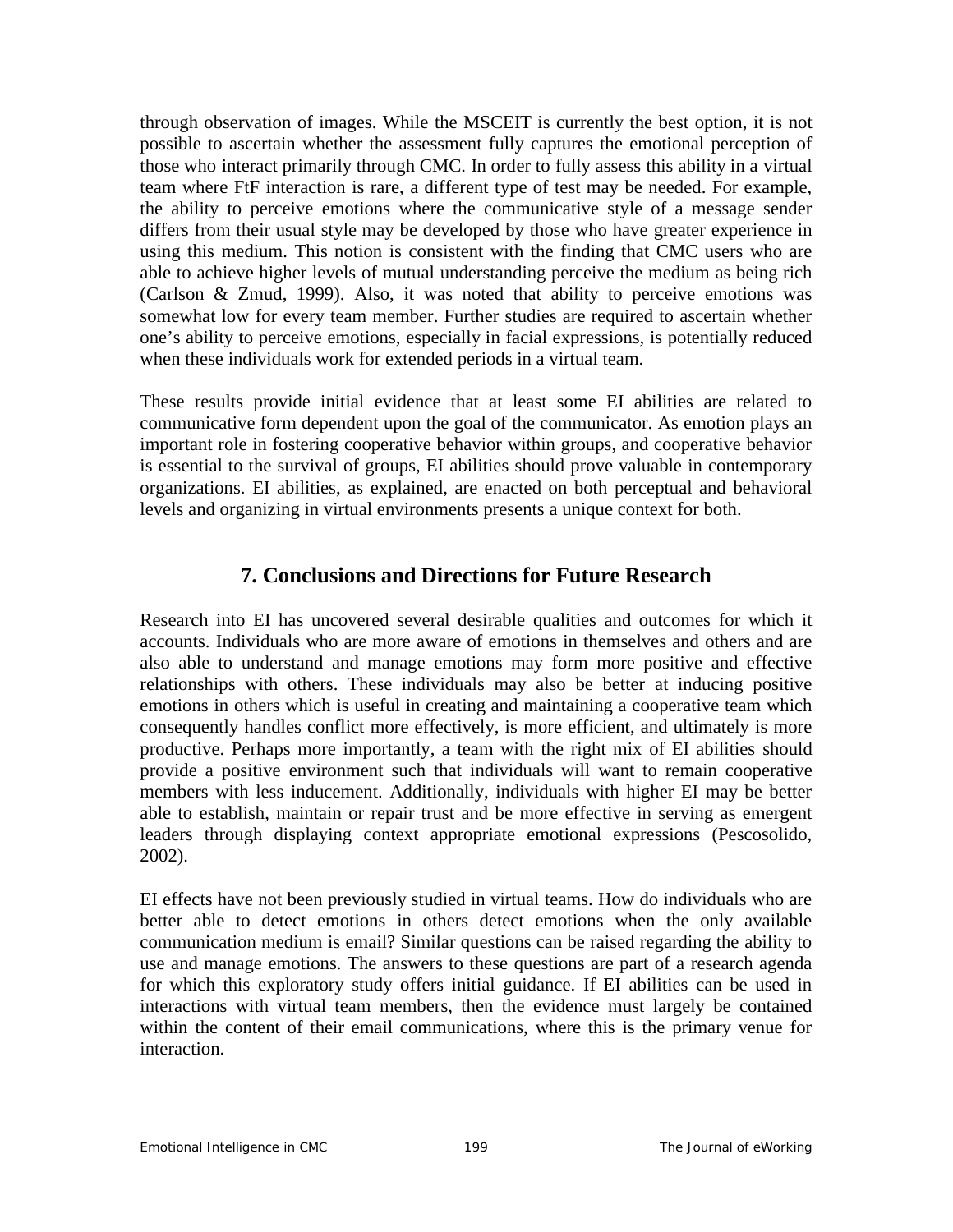through observation of images. While the MSCEIT is currently the best option, it is not possible to ascertain whether the assessment fully captures the emotional perception of those who interact primarily through CMC. In order to fully assess this ability in a virtual team where FtF interaction is rare, a different type of test may be needed. For example, the ability to perceive emotions where the communicative style of a message sender differs from their usual style may be developed by those who have greater experience in using this medium. This notion is consistent with the finding that CMC users who are able to achieve higher levels of mutual understanding perceive the medium as being rich (Carlson & Zmud, 1999). Also, it was noted that ability to perceive emotions was somewhat low for every team member. Further studies are required to ascertain whether one's ability to perceive emotions, especially in facial expressions, is potentially reduced when these individuals work for extended periods in a virtual team.

These results provide initial evidence that at least some EI abilities are related to communicative form dependent upon the goal of the communicator. As emotion plays an important role in fostering cooperative behavior within groups, and cooperative behavior is essential to the survival of groups, EI abilities should prove valuable in contemporary organizations. EI abilities, as explained, are enacted on both perceptual and behavioral levels and organizing in virtual environments presents a unique context for both.

## 7. Conclusions and Directions for Future Research

Research into EI has uncovered several desirable qualities and outcomes for which it accounts. Individuals who are more aware of emotions in themselves and others and are also able to understand and manage emotions may form more positive and effective relationships with others. These individuals may also be better at inducing positive emotions in others which is useful in creating and maintaining a cooperative team which consequently handles conflict more effectively, is more efficient, and ultimately is more productive. Perhaps more importantly, a team with the right mix of EI abilities should provide a positive environment such that individuals will want to remain cooperative members with less inducement. Additionally, individuals with higher EI may be better able to establish, maintain or repair trust and be more effective in serving as emergent leaders through displaying context appropriate emotional expressions (Pescosolido, 2002).

EI effects have not been previously studied in virtual teams. How do individuals who are better able to detect emotions in others detect emotions when the only available communication medium is email? Similar questions can be raised regarding the ability to use and manage emotions. The answers to these questions are part of a research agenda for which this exploratory study offers initial guidance. If EI abilities can be used in interactions with virtual team members, then the evidence must largely be contained within the content of their email communications, where this is the primary venue for interaction.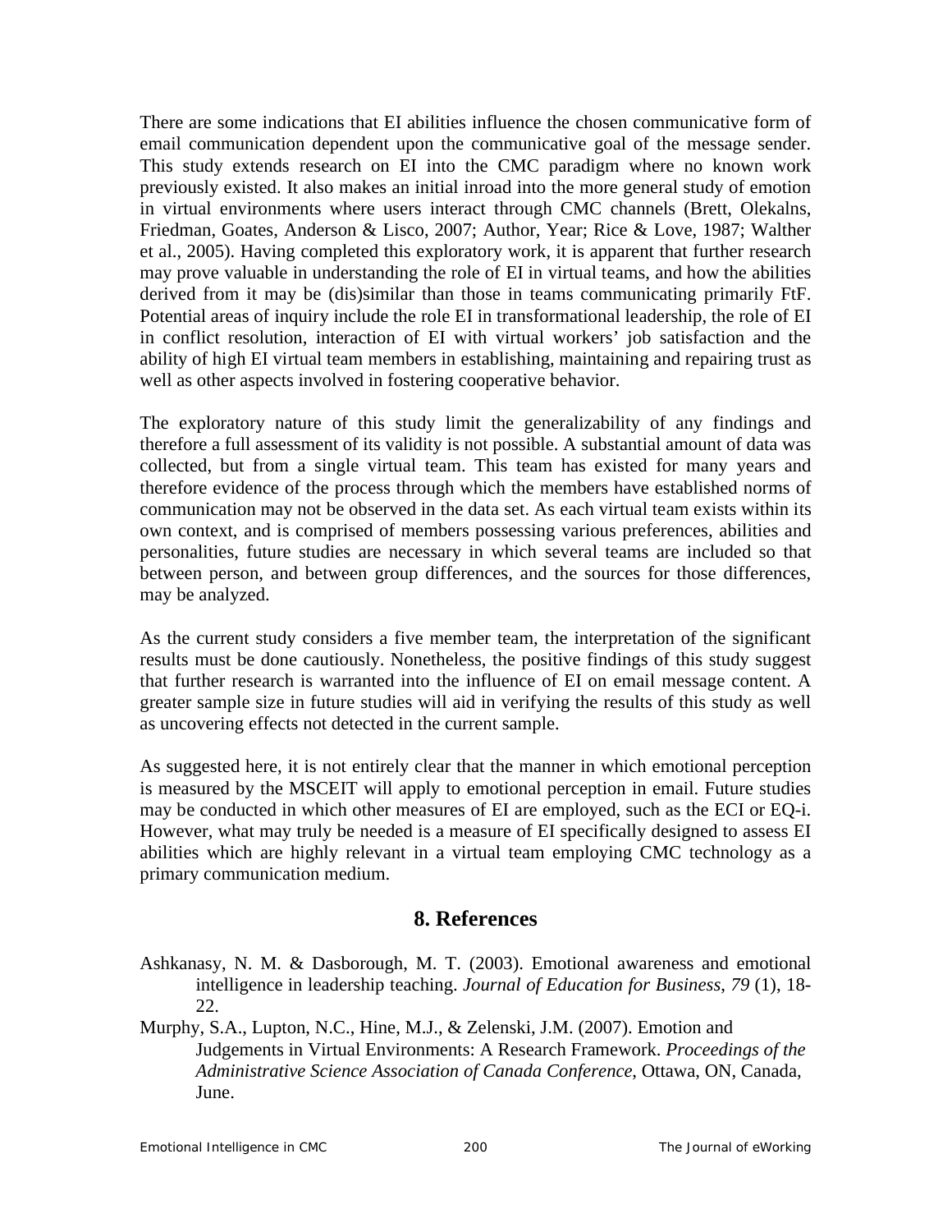There are some indications that EI abilities influence the chosen communicative form of email communication dependent upon the communicative goal of the message sender. This study extends research on EI into the CMC paradigm where no known work previously existed. It also makes an initial inroad into the more general study of emotion in virtual environments where users interact through CMC channels (Brett, Olekalns, Friedman, Goates, Anderson & Lisco, 2007; Author, Year; Rice & Love, 1987; Walther et al., 2005). Having completed this exploratory work, it is apparent that further research may prove valuable in understanding the role of EI in virtual teams, and how the abilities derived from it may be (dis)similar than those in teams communicating primarily FtF. Potential areas of inquiry include the role EI in transformational leadership, the role of EI in conflict resolution, interaction of EI with virtual workers' job satisfaction and the ability of high EI virtual team members in establishing, maintaining and repairing trust as well as other aspects involved in fostering cooperative behavior.

The exploratory nature of this study limit the generalizability of any findings and therefore a full assessment of its validity is not possible. A substantial amount of data was collected, but from a single virtual team. This team has existed for many years and therefore evidence of the process through which the members have established norms of communication may not be observed in the data set. As each virtual team exists within its own context, and is comprised of members possessing various preferences, abilities and personalities, future studies are necessary in which several teams are included so that between person, and between group differences, and the sources for those differences, may be analyzed.

As the current study considers a five member team, the interpretation of the significant results must be done cautiously. Nonetheless, the positive findings of this study suggest that further research is warranted into the influence of EI on email message content. A greater sample size in future studies will aid in verifying the results of this study as well as uncovering effects not detected in the current sample.

As suggested here, it is not entirely clear that the manner in which emotional perception is measured by the MSCEIT will apply to emotional perception in email. Future studies may be conducted in which other measures of EI are employed, such as the ECI or EQ-i. However, what may truly be needed is a measure of EI specifically designed to assess EI abilities which are highly relevant in a virtual team employing CMC technology as a primary communication medium.

## 8. References

Ashkanasy, N. M. & Dasborough, M. T. (2003). Emotional awareness and emotional intelligence in leadership teaching. *Journal of Education for Business*, *79* (1), 18-22.

Murphy, S.A., Lupton, N.C., Hine, M.J., & Zelenski, J.M. (2007). Emotion and Judgements in Virtual Environments: A Research Framework. *Proceedings of the Administrative Science Association of Canada Conference*, Ottawa, ON, Canada, June.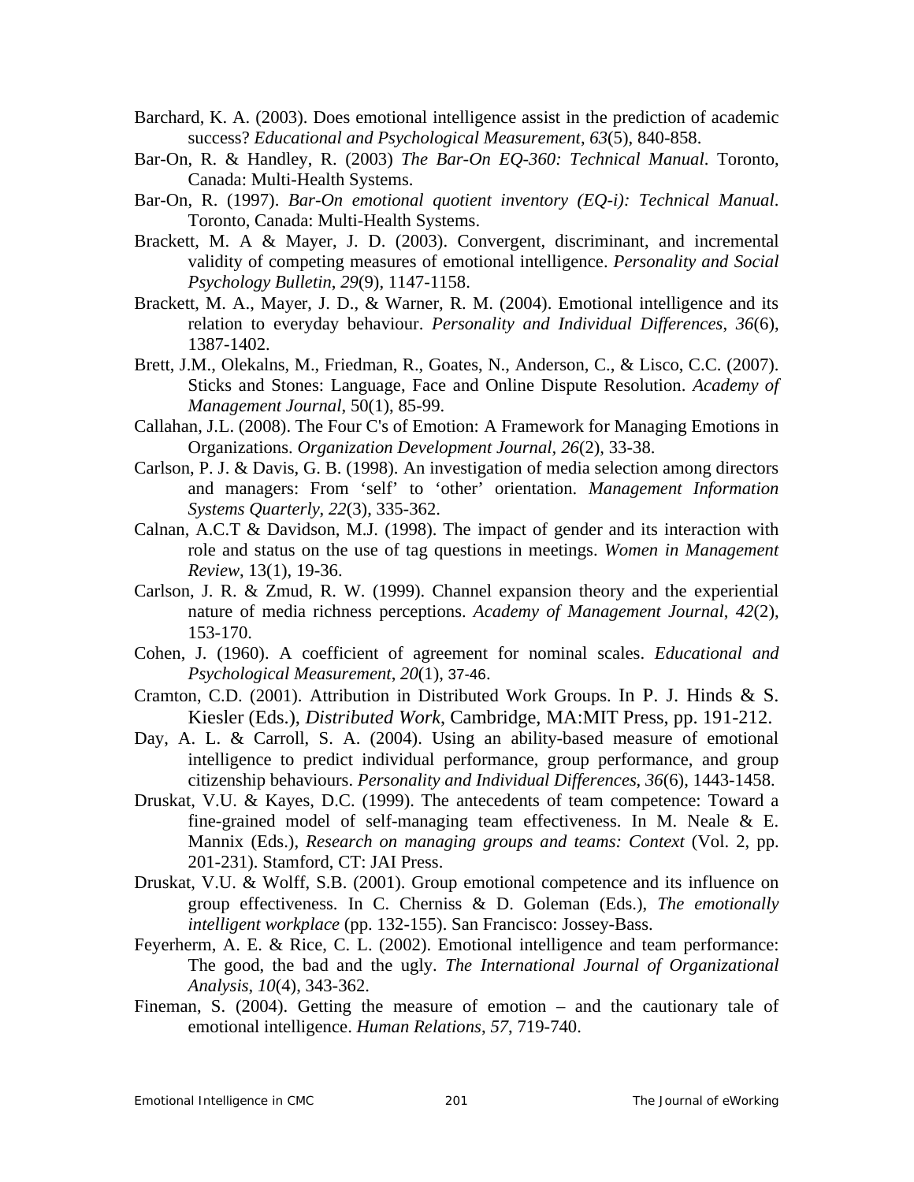Barchard, K. A. (2003). Does emotional intelligence assist in the prediction of academic success? *Educational and Psychological Measurement*, *63*(5), 840-858.

Bar-On, R. & Handley, R. (2003) *The Bar-On EQ-360: Technical Manual*. Toronto, Canada: Multi-Health Systems.

Bar-On, R. (1997). *Bar-On emotional quotient inventory (EQ-i): Technical Manual*. Toronto, Canada: Multi-Health Systems.

Brackett, M. A & Mayer, J. D. (2003). Convergent, discriminant, and incremental validity of competing measures of emotional intelligence. *Personality and Social Psychology Bulletin*, *29*(9), 1147-1158.

Brackett, M. A., Mayer, J. D., & Warner, R. M. (2004). Emotional intelligence and its relation to everyday behaviour. *Personality and Individual Differences*, *36*(6), 1387-1402.

Brett, J.M., Olekalns, M., Friedman, R., Goates, N., Anderson, C., & Lisco, C.C. (2007). Sticks and Stones: Language, Face and Online Dispute Resolution. *Academy of Management Journal*, 50(1), 85-99.

Callahan, J.L. (2008). The Four C's of Emotion: A Framework for Managing Emotions in Organizations. *Organization Development Journal, 26*(2), 33-38.

Carlson, P. J. & Davis, G. B. (1998). An investigation of media selection among directors and managers: From 'self' to 'other' orientation. *Management Information Systems Quarterly*, *22*(3), 335-362.

Calnan, A.C.T & Davidson, M.J. (1998). The impact of gender and its interaction with role and status on the use of tag questions in meetings. *Women in Management Review*, 13(1), 19-36.

Carlson, J. R. & Zmud, R. W. (1999). Channel expansion theory and the experiential nature of media richness perceptions. *Academy of Management Journal*, *42*(2), 153-170.

Cohen, J. (1960). A coefficient of agreement for nominal scales. *Educational and Psychological Measurement*, *20*(1), 37-46.

Cramton, C.D. (2001). Attribution in Distributed Work Groups. In P. J. Hinds & S. Kiesler (Eds.), *Distributed Work*, Cambridge, MA:MIT Press, pp. 191-212.

Day, A. L. & Carroll, S. A. (2004). Using an ability-based measure of emotional intelligence to predict individual performance, group performance, and group citizenship behaviours. *Personality and Individual Differences*, *36*(6), 1443-1458.

Druskat, V.U. & Kayes, D.C. (1999). The antecedents of team competence: Toward a fine-grained model of self-managing team effectiveness. In M. Neale & E. Mannix (Eds.), *Research on managing groups and teams: Context* (Vol. 2, pp. 201-231). Stamford, CT: JAI Press.

Druskat, V.U. & Wolff, S.B. (2001). Group emotional competence and its influence on group effectiveness. In C. Cherniss & D. Goleman (Eds.), *The emotionally intelligent workplace* (pp. 132-155). San Francisco: Jossey-Bass.

Feyerherm, A. E. & Rice, C. L. (2002). Emotional intelligence and team performance: The good, the bad and the ugly. *The International Journal of Organizational Analysis*, *10*(4), 343-362.

Fineman, S. (2004). Getting the measure of emotion – and the cautionary tale of emotional intelligence. *Human Relations*, *57*, 719-740.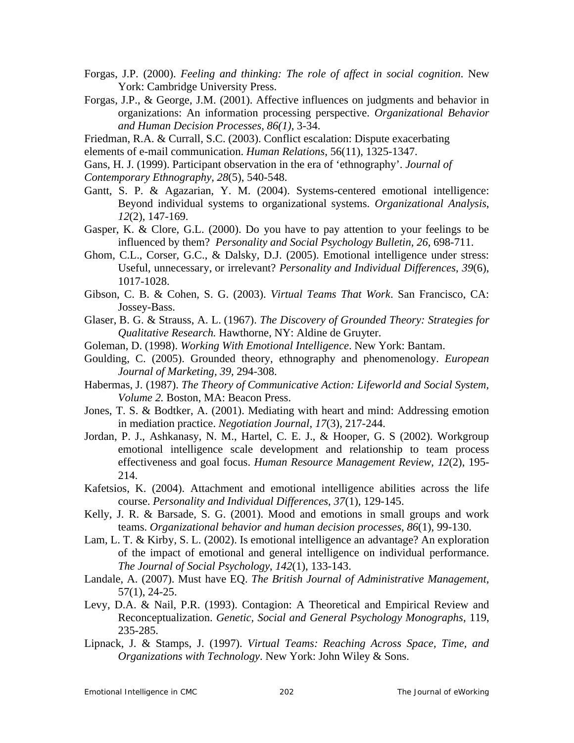Forgas, J.P. (2000). *Feeling and thinking: The role of affect in social cognition*. New York: Cambridge University Press.

Forgas, J.P., & George, J.M. (2001). Affective influences on judgments and behavior in organizations: An information processing perspective. *Organizational Behavior and Human Decision Processes, 86(1)*, 3-34.

Friedman, R.A. & Currall, S.C. (2003). Conflict escalation: Dispute exacerbating elements of e-mail communication. *Human Relations*, 56(11), 1325-1347.

Gans, H. J. (1999). Participant observation in the era of 'ethnography'. *Journal of Contemporary Ethnography*, *28*(5), 540-548.

Gantt, S. P. & Agazarian, Y. M. (2004). Systems-centered emotional intelligence: Beyond individual systems to organizational systems. *Organizational Analysis*, *12*(2), 147-169.

Gasper, K. & Clore, G.L. (2000). Do you have to pay attention to your feelings to be influenced by them? *Personality and Social Psychology Bulletin, 26*, 698-711.

Ghom, C.L., Corser, G.C., & Dalsky, D.J. (2005). Emotional intelligence under stress: Useful, unnecessary, or irrelevant? *Personality and Individual Differences*, *39*(6), 1017-1028.

Gibson, C. B. & Cohen, S. G. (2003). *Virtual Teams That Work*. San Francisco, CA: Jossey-Bass.

Glaser, B. G. & Strauss, A. L. (1967). *The Discovery of Grounded Theory: Strategies for Qualitative Research.* Hawthorne, NY: Aldine de Gruyter.

Goleman, D. (1998). *Working With Emotional Intelligence*. New York: Bantam.

Goulding, C. (2005). Grounded theory, ethnography and phenomenology. *European Journal of Marketing, 39,* 294-308.

Habermas, J. (1987). *The Theory of Communicative Action: Lifeworld and Social System, Volume 2.* Boston, MA: Beacon Press.

Jones, T. S. & Bodtker, A. (2001). Mediating with heart and mind: Addressing emotion in mediation practice. *Negotiation Journal*, *17*(3), 217-244.

Jordan, P. J., Ashkanasy, N. M., Hartel, C. E. J., & Hooper, G. S (2002). Workgroup emotional intelligence scale development and relationship to team process effectiveness and goal focus. *Human Resource Management Review*, *12*(2), 195-214.

Kafetsios, K. (2004). Attachment and emotional intelligence abilities across the life course. *Personality and Individual Differences*, *37*(1), 129-145.

Kelly, J. R. & Barsade, S. G. (2001). Mood and emotions in small groups and work teams. *Organizational behavior and human decision processes*, *86*(1), 99-130.

Lam, L. T. & Kirby, S. L. (2002). Is emotional intelligence an advantage? An exploration of the impact of emotional and general intelligence on individual performance. *The Journal of Social Psychology*, *142*(1), 133-143.

Landale, A. (2007). Must have EQ. *The British Journal of Administrative Management,* 57(1), 24-25.

Levy, D.A. & Nail, P.R. (1993). Contagion: A Theoretical and Empirical Review and Reconceptualization. *Genetic, Social and General Psychology Monographs*, 119, 235-285.

Lipnack, J. & Stamps, J. (1997). *Virtual Teams: Reaching Across Space, Time, and Organizations with Technology*. New York: John Wiley & Sons.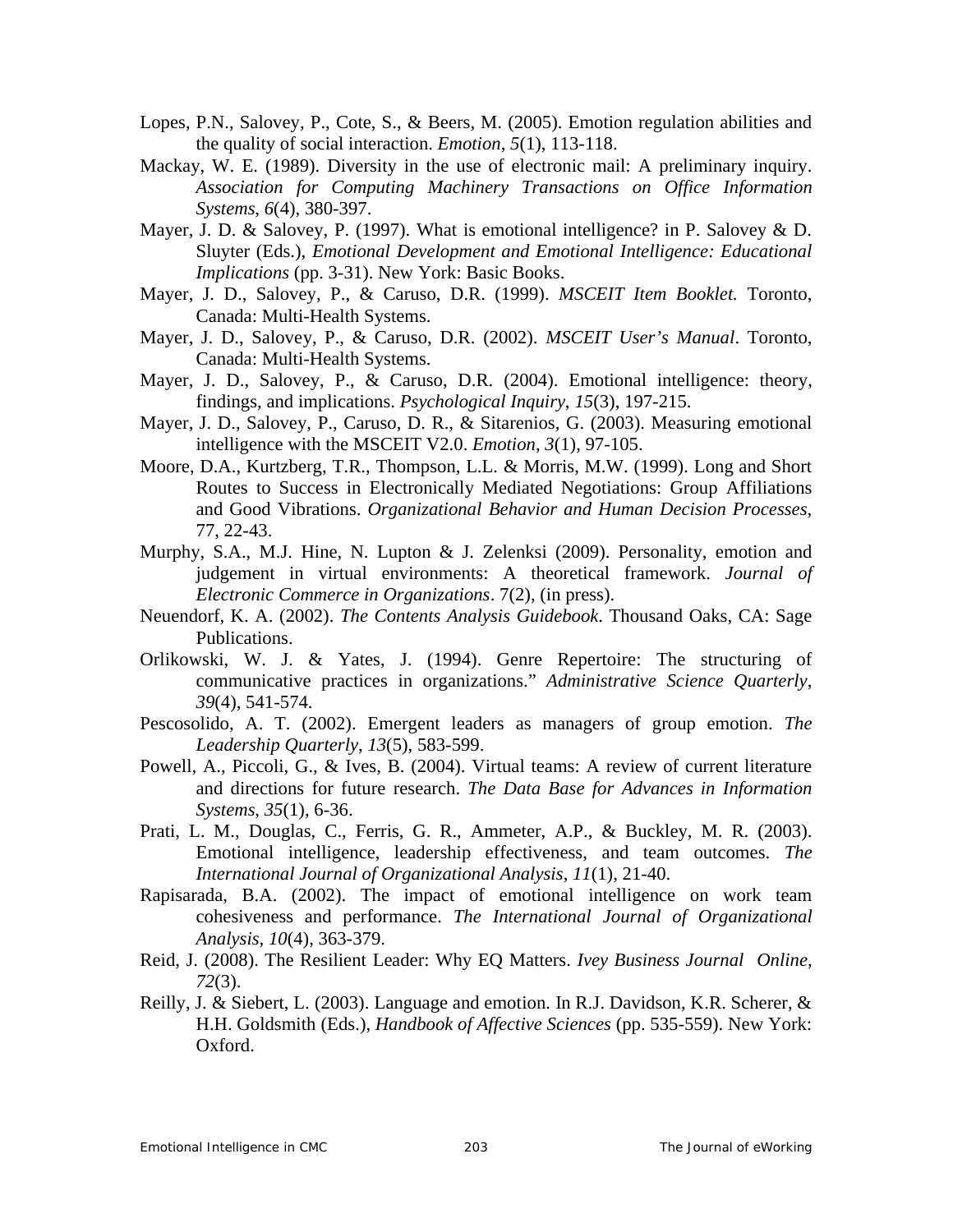Lopes, P.N., Salovey, P., Cote, S., & Beers, M. (2005). Emotion regulation abilities and the quality of social interaction. *Emotion*, *5*(1), 113-118.

Mackay, W. E. (1989). Diversity in the use of electronic mail: A preliminary inquiry. *Association for Computing Machinery Transactions on Office Information Systems*, *6*(4), 380-397.

Mayer, J. D. & Salovey, P. (1997). What is emotional intelligence? in P. Salovey & D. Sluyter (Eds.), *Emotional Development and Emotional Intelligence: Educational Implications* (pp. 3-31). New York: Basic Books.

Mayer, J. D., Salovey, P., & Caruso, D.R. (1999). *MSCEIT Item Booklet.* Toronto, Canada: Multi-Health Systems.

Mayer, J. D., Salovey, P., & Caruso, D.R. (2002). *MSCEIT User's Manual*. Toronto, Canada: Multi-Health Systems.

Mayer, J. D., Salovey, P., & Caruso, D.R. (2004). Emotional intelligence: theory, findings, and implications. *Psychological Inquiry*, *15*(3), 197-215.

Mayer, J. D., Salovey, P., Caruso, D. R., & Sitarenios, G. (2003). Measuring emotional intelligence with the MSCEIT V2.0. *Emotion*, *3*(1), 97-105.

Moore, D.A., Kurtzberg, T.R., Thompson, L.L. & Morris, M.W. (1999). Long and Short Routes to Success in Electronically Mediated Negotiations: Group Affiliations and Good Vibrations. *Organizational Behavior and Human Decision Processes*, 77, 22-43.

Murphy, S.A., M.J. Hine, N. Lupton & J. Zelenksi (2009). Personality, emotion and judgement in virtual environments: A theoretical framework. *Journal of Electronic Commerce in Organizations*. 7(2), (in press).

Neuendorf, K. A. (2002). *The Contents Analysis Guidebook*. Thousand Oaks, CA: Sage Publications.

Orlikowski, W. J. & Yates, J. (1994). Genre Repertoire: The structuring of communicative practices in organizations." *Administrative Science Quarterly*, *39*(4), 541-574.

Pescosolido, A. T. (2002). Emergent leaders as managers of group emotion. *The Leadership Quarterly*, *13*(5), 583-599.

Powell, A., Piccoli, G., & Ives, B. (2004). Virtual teams: A review of current literature and directions for future research. *The Data Base for Advances in Information Systems*, *35*(1), 6-36.

Prati, L. M., Douglas, C., Ferris, G. R., Ammeter, A.P., & Buckley, M. R. (2003). Emotional intelligence, leadership effectiveness, and team outcomes. *The International Journal of Organizational Analysis*, *11*(1), 21-40.

Rapisarada, B.A. (2002). The impact of emotional intelligence on work team cohesiveness and performance. *The International Journal of Organizational Analysis*, *10*(4), 363-379.

Reid, J. (2008). The Resilient Leader: Why EQ Matters. *Ivey Business Journal Online*, *72*(3).

Reilly, J. & Siebert, L. (2003). Language and emotion. In R.J. Davidson, K.R. Scherer, & H.H. Goldsmith (Eds.), *Handbook of Affective Sciences* (pp. 535-559). New York: Oxford.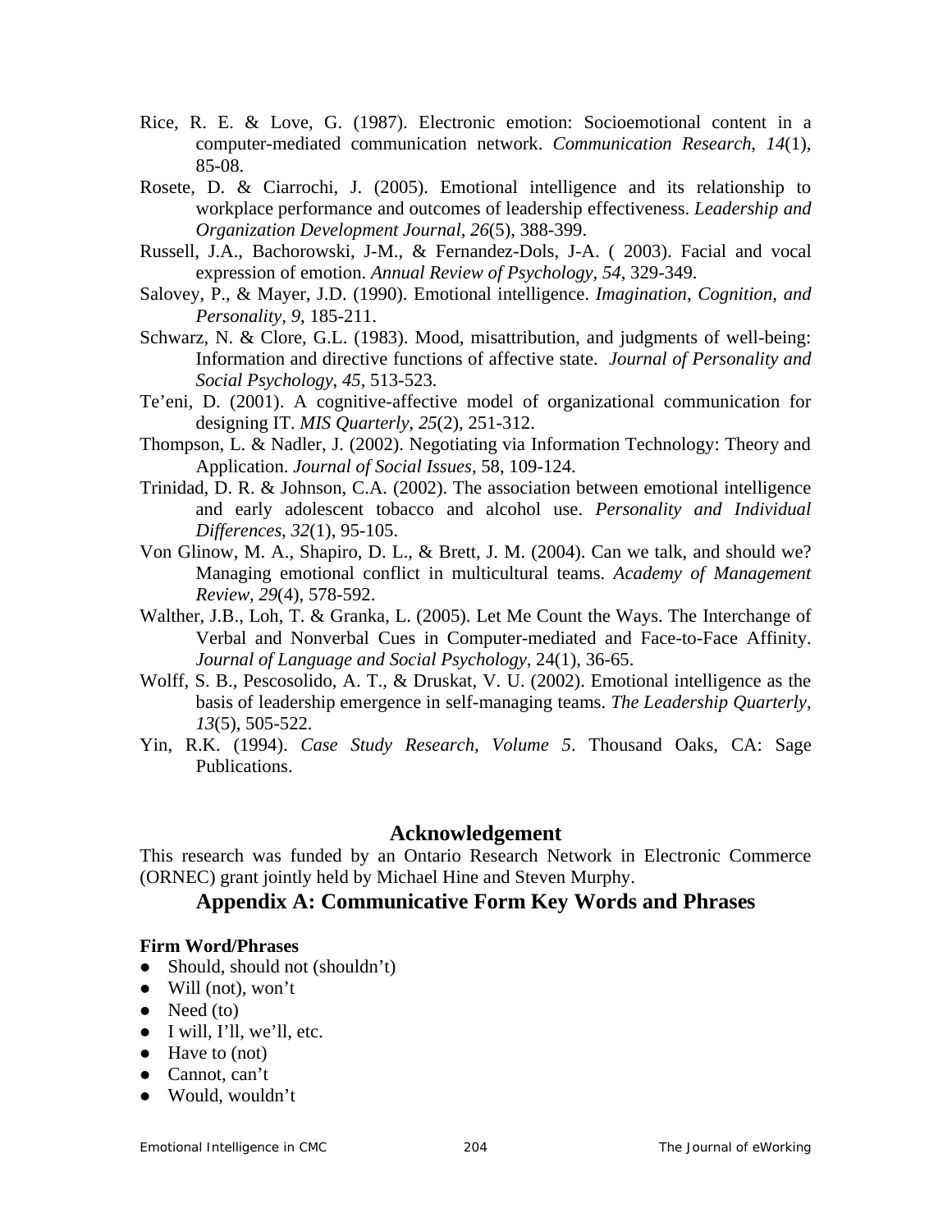Rice, R. E. & Love, G. (1987). Electronic emotion: Socioemotional content in a computer-mediated communication network. *Communication Research*, *14*(1), 85-08.

Rosete, D. & Ciarrochi, J. (2005). Emotional intelligence and its relationship to workplace performance and outcomes of leadership effectiveness. *Leadership and Organization Development Journal*, *26*(5), 388-399.

Russell, J.A., Bachorowski, J-M., & Fernandez-Dols, J-A. ( 2003). Facial and vocal expression of emotion. *Annual Review of Psychology*, *54*, 329-349.

Salovey, P., & Mayer, J.D. (1990). Emotional intelligence. *Imagination, Cognition, and Personality*, *9*, 185-211.

Schwarz, N. & Clore, G.L. (1983). Mood, misattribution, and judgments of well-being: Information and directive functions of affective state. *Journal of Personality and Social Psychology*, *45*, 513-523.

Te'eni, D. (2001). A cognitive-affective model of organizational communication for designing IT. *MIS Quarterly*, *25*(2), 251-312.

Thompson, L. & Nadler, J. (2002). Negotiating via Information Technology: Theory and Application. *Journal of Social Issues*, 58, 109-124.

Trinidad, D. R. & Johnson, C.A. (2002). The association between emotional intelligence and early adolescent tobacco and alcohol use. *Personality and Individual Differences*, *32*(1), 95-105.

Von Glinow, M. A., Shapiro, D. L., & Brett, J. M. (2004). Can we talk, and should we? Managing emotional conflict in multicultural teams. *Academy of Management Review*, *29*(4), 578-592.

Walther, J.B., Loh, T. & Granka, L. (2005). Let Me Count the Ways. The Interchange of Verbal and Nonverbal Cues in Computer-mediated and Face-to-Face Affinity. *Journal of Language and Social Psychology*, 24(1), 36-65.

Wolff, S. B., Pescosolido, A. T., & Druskat, V. U. (2002). Emotional intelligence as the basis of leadership emergence in self-managing teams. *The Leadership Quarterly*, *13*(5), 505-522.

Yin, R.K. (1994). *Case Study Research, Volume 5*. Thousand Oaks, CA: Sage Publications.

## Acknowledgement

This research was funded by an Ontario Research Network in Electronic Commerce (ORNEC) grant jointly held by Michael Hine and Steven Murphy.

## Appendix A: Communicative Form Key Words and Phrases

**Firm Word/Phrases**

- Should, should not (shouldn't)
- Will (not), won't
- Need (to)
- I will, I'll, we'll, etc.
- Have to (not)
- Cannot, can't
- Would, wouldn't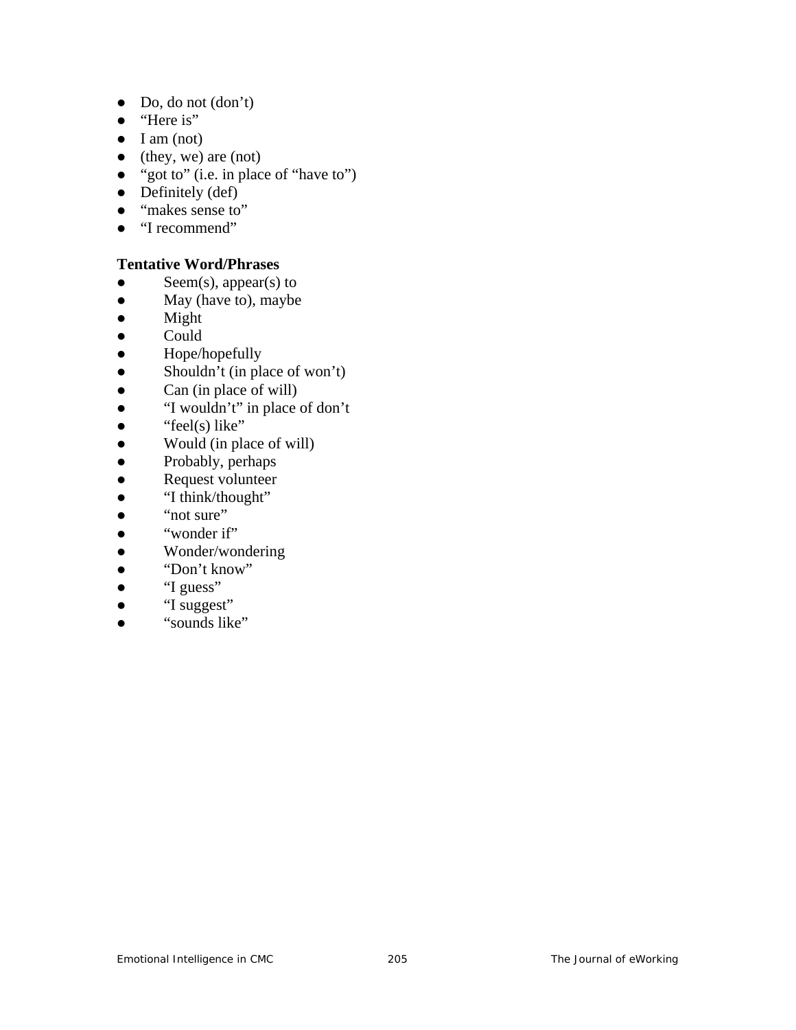- Do, do not (don't)
- "Here is"
- I am (not)
- (they, we) are (not)
- "got to" (i.e. in place of "have to")
- Definitely (def)
- "makes sense to"
- "I recommend"

**Tentative Word/Phrases**

- Seem(s), appear(s) to
- May (have to), maybe
- Might
- Could
- Hope/hopefully
- Shouldn't (in place of won't)
- Can (in place of will)
- "I wouldn't" in place of don't
- "feel(s) like"
- Would (in place of will)
- Probably, perhaps
- Request volunteer
- "I think/thought"
- "not sure"
- "wonder if"
- Wonder/wondering
- "Don't know"
- "I guess"
- "I suggest"
- "sounds like"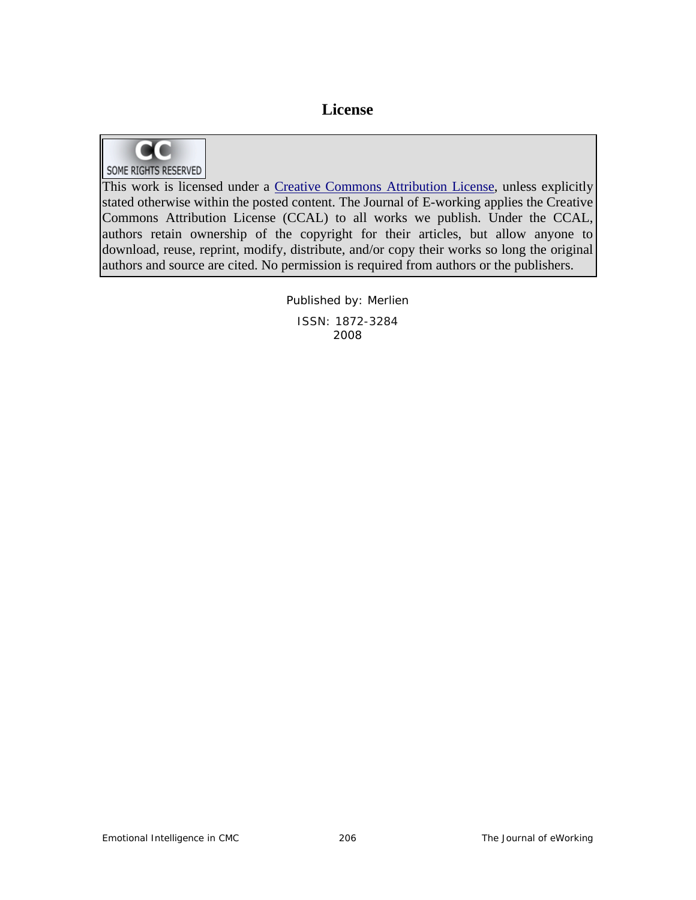# License

CC SOME RIGHTS RESERVED

This work is licensed under a Creative Commons Attribution License, unless explicitly stated otherwise within the posted content. The Journal of E-working applies the Creative Commons Attribution License (CCAL) to all works we publish. Under the CCAL, authors retain ownership of the copyright for their articles, but allow anyone to download, reuse, reprint, modify, distribute, and/or copy their works so long the original authors and source are cited. No permission is required from authors or the publishers.

Published by: Merlien

ISSN: 1872-3284
2008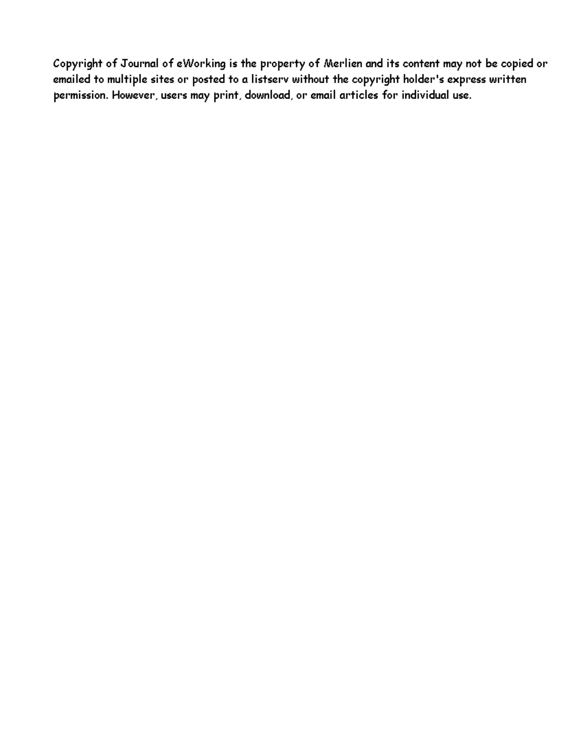Copyright of Journal of eWorking is the property of Merlien and its content may not be copied or emailed to multiple sites or posted to a listserv without the copyright holder's express written permission. However, users may print, download, or email articles for individual use.